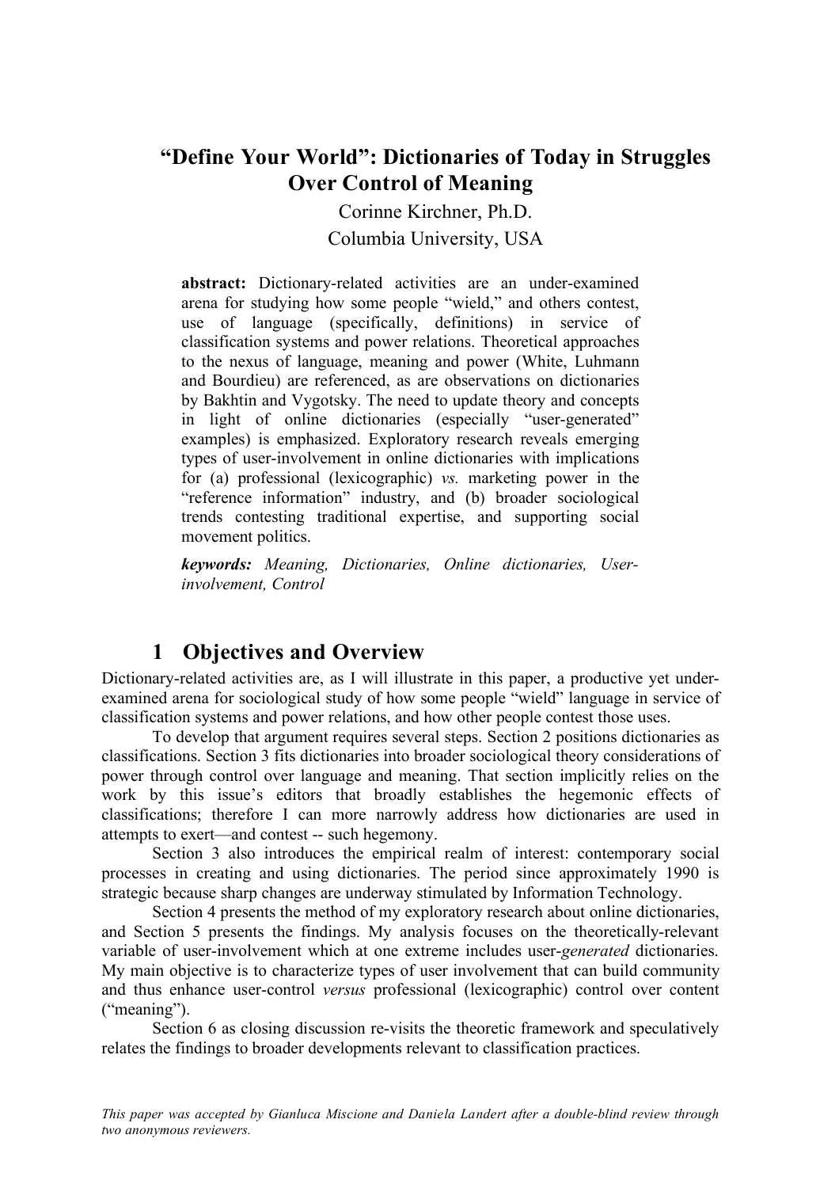# "Define Your World": Dictionaries of Today in Struggles Over Control of Meaning

Corinne Kirchner, Ph.D.

Columbia University, USA

**abstract:** Dictionary-related activities are an under-examined arena for studying how some people "wield," and others contest, use of language (specifically, definitions) in service of classification systems and power relations. Theoretical approaches to the nexus of language, meaning and power (White, Luhmann and Bourdieu) are referenced, as are observations on dictionaries by Bakhtin and Vygotsky. The need to update theory and concepts in light of online dictionaries (especially "user-generated" examples) is emphasized. Exploratory research reveals emerging types of user-involvement in online dictionaries with implications for (a) professional (lexicographic) *vs.* marketing power in the "reference information" industry, and (b) broader sociological trends contesting traditional expertise, and supporting social movement politics.

***keywords:*** *Meaning, Dictionaries, Online dictionaries, User-involvement, Control*

## 1 Objectives and Overview

Dictionary-related activities are, as I will illustrate in this paper, a productive yet under-examined arena for sociological study of how some people "wield" language in service of classification systems and power relations, and how other people contest those uses.

To develop that argument requires several steps. Section 2 positions dictionaries as classifications. Section 3 fits dictionaries into broader sociological theory considerations of power through control over language and meaning. That section implicitly relies on the work by this issue's editors that broadly establishes the hegemonic effects of classifications; therefore I can more narrowly address how dictionaries are used in attempts to exert—and contest -- such hegemony.

Section 3 also introduces the empirical realm of interest: contemporary social processes in creating and using dictionaries. The period since approximately 1990 is strategic because sharp changes are underway stimulated by Information Technology.

Section 4 presents the method of my exploratory research about online dictionaries, and Section 5 presents the findings. My analysis focuses on the theoretically-relevant variable of user-involvement which at one extreme includes user-*generated* dictionaries. My main objective is to characterize types of user involvement that can build community and thus enhance user-control *versus* professional (lexicographic) control over content ("meaning").

Section 6 as closing discussion re-visits the theoretic framework and speculatively relates the findings to broader developments relevant to classification practices.

*This paper was accepted by Gianluca Miscione and Daniela Landert after a double-blind review through two anonymous reviewers.*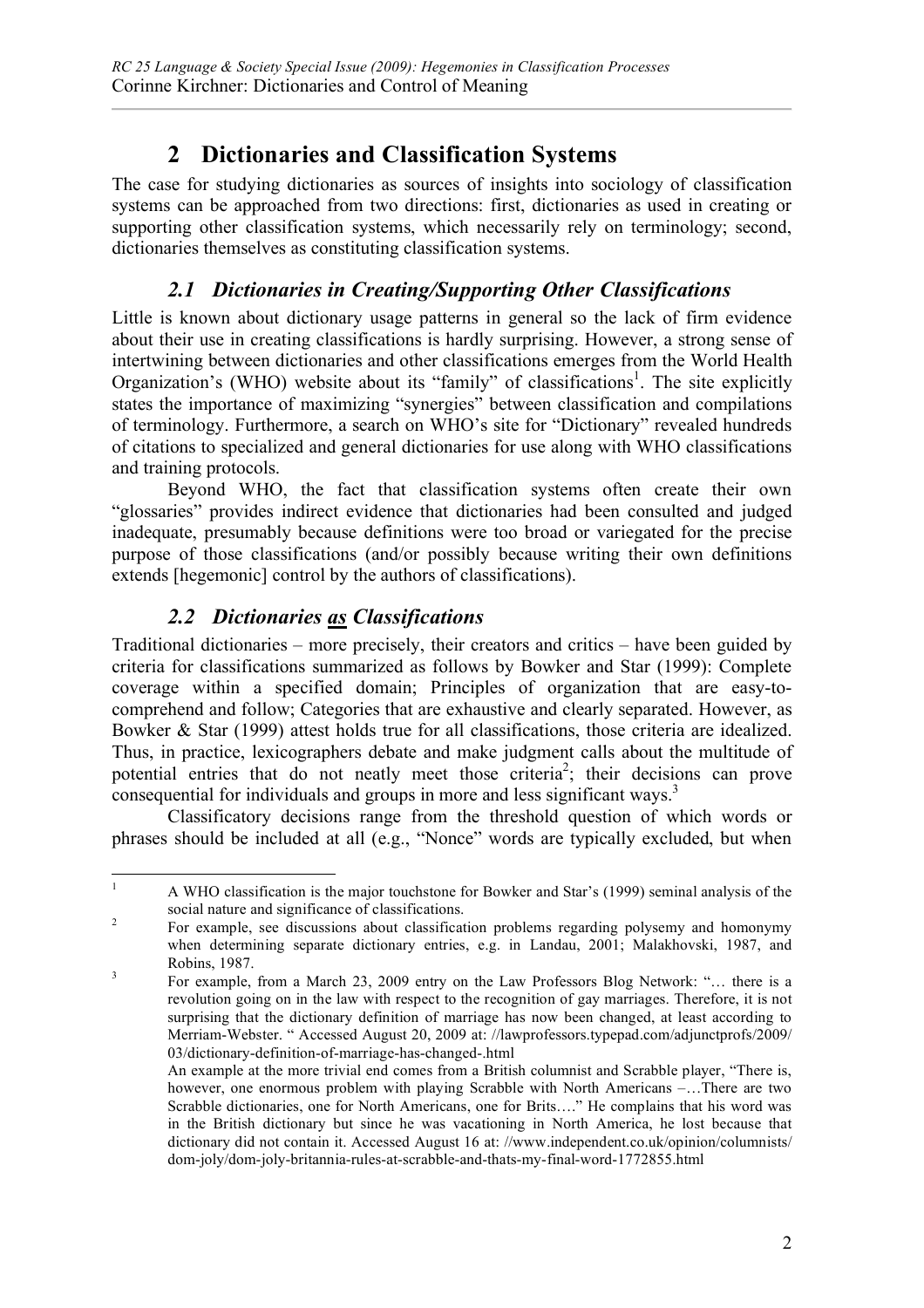## 2 Dictionaries and Classification Systems

The case for studying dictionaries as sources of insights into sociology of classification systems can be approached from two directions: first, dictionaries as used in creating or supporting other classification systems, which necessarily rely on terminology; second, dictionaries themselves as constituting classification systems.

### *2.1 Dictionaries in Creating/Supporting Other Classifications*

Little is known about dictionary usage patterns in general so the lack of firm evidence about their use in creating classifications is hardly surprising. However, a strong sense of intertwining between dictionaries and other classifications emerges from the World Health Organization's (WHO) website about its "family" of classifications[1]. The site explicitly states the importance of maximizing "synergies" between classification and compilations of terminology. Furthermore, a search on WHO's site for "Dictionary" revealed hundreds of citations to specialized and general dictionaries for use along with WHO classifications and training protocols.

Beyond WHO, the fact that classification systems often create their own "glossaries" provides indirect evidence that dictionaries had been consulted and judged inadequate, presumably because definitions were too broad or variegated for the precise purpose of those classifications (and/or possibly because writing their own definitions extends [hegemonic] control by the authors of classifications).

### *2.2 Dictionaries <u>as</u> Classifications*

Traditional dictionaries – more precisely, their creators and critics – have been guided by criteria for classifications summarized as follows by Bowker and Star (1999): Complete coverage within a specified domain; Principles of organization that are easy-to-comprehend and follow; Categories that are exhaustive and clearly separated. However, as Bowker & Star (1999) attest holds true for all classifications, those criteria are idealized. Thus, in practice, lexicographers debate and make judgment calls about the multitude of potential entries that do not neatly meet those criteria[2]; their decisions can prove consequential for individuals and groups in more and less significant ways.[3]

Classificatory decisions range from the threshold question of which words or phrases should be included at all (e.g., "Nonce" words are typically excluded, but when

---

[1] A WHO classification is the major touchstone for Bowker and Star's (1999) seminal analysis of the social nature and significance of classifications.

[2] For example, see discussions about classification problems regarding polysemy and homonymy when determining separate dictionary entries, e.g. in Landau, 2001; Malakhovski, 1987, and Robins, 1987.

[3] For example, from a March 23, 2009 entry on the Law Professors Blog Network: "… there is a revolution going on in the law with respect to the recognition of gay marriages. Therefore, it is not surprising that the dictionary definition of marriage has now been changed, at least according to Merriam-Webster. " Accessed August 20, 2009 at: //lawprofessors.typepad.com/adjunctprofs/2009/03/dictionary-definition-of-marriage-has-changed-.html

An example at the more trivial end comes from a British columnist and Scrabble player, "There is, however, one enormous problem with playing Scrabble with North Americans –…There are two Scrabble dictionaries, one for North Americans, one for Brits…." He complains that his word was in the British dictionary but since he was vacationing in North America, he lost because that dictionary did not contain it. Accessed August 16 at: //www.independent.co.uk/opinion/columnists/dom-joly/dom-joly-britannia-rules-at-scrabble-and-thats-my-final-word-1772855.html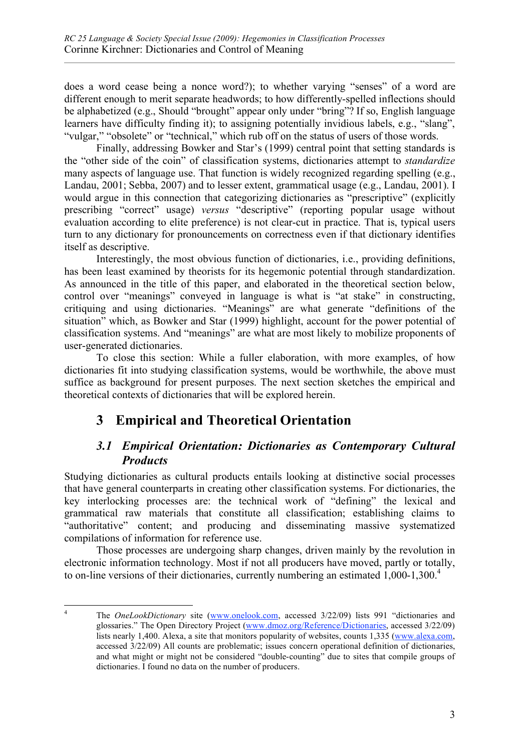does a word cease being a nonce word?); to whether varying "senses" of a word are different enough to merit separate headwords; to how differently-spelled inflections should be alphabetized (e.g., Should "brought" appear only under "bring"? If so, English language learners have difficulty finding it); to assigning potentially invidious labels, e.g., "slang", "vulgar," "obsolete" or "technical," which rub off on the status of users of those words.

Finally, addressing Bowker and Star's (1999) central point that setting standards is the "other side of the coin" of classification systems, dictionaries attempt to *standardize* many aspects of language use. That function is widely recognized regarding spelling (e.g., Landau, 2001; Sebba, 2007) and to lesser extent, grammatical usage (e.g., Landau, 2001). I would argue in this connection that categorizing dictionaries as "prescriptive" (explicitly prescribing "correct" usage) *versus* "descriptive" (reporting popular usage without evaluation according to elite preference) is not clear-cut in practice. That is, typical users turn to any dictionary for pronouncements on correctness even if that dictionary identifies itself as descriptive.

Interestingly, the most obvious function of dictionaries, i.e., providing definitions, has been least examined by theorists for its hegemonic potential through standardization. As announced in the title of this paper, and elaborated in the theoretical section below, control over "meanings" conveyed in language is what is "at stake" in constructing, critiquing and using dictionaries. "Meanings" are what generate "definitions of the situation" which, as Bowker and Star (1999) highlight, account for the power potential of classification systems. And "meanings" are what are most likely to mobilize proponents of user-generated dictionaries.

To close this section: While a fuller elaboration, with more examples, of how dictionaries fit into studying classification systems, would be worthwhile, the above must suffice as background for present purposes. The next section sketches the empirical and theoretical contexts of dictionaries that will be explored herein.

# 3 Empirical and Theoretical Orientation

## *3.1 Empirical Orientation: Dictionaries as Contemporary Cultural Products*

Studying dictionaries as cultural products entails looking at distinctive social processes that have general counterparts in creating other classification systems. For dictionaries, the key interlocking processes are: the technical work of "defining" the lexical and grammatical raw materials that constitute all classification; establishing claims to "authoritative" content; and producing and disseminating massive systematized compilations of information for reference use.

Those processes are undergoing sharp changes, driven mainly by the revolution in electronic information technology. Most if not all producers have moved, partly or totally, to on-line versions of their dictionaries, currently numbering an estimated 1,000-1,300.[4]

---

[4] The *OneLookDictionary* site (www.onelook.com, accessed 3/22/09) lists 991 "dictionaries and glossaries." The Open Directory Project (www.dmoz.org/Reference/Dictionaries, accessed 3/22/09) lists nearly 1,400. Alexa, a site that monitors popularity of websites, counts 1,335 (www.alexa.com, accessed 3/22/09) All counts are problematic; issues concern operational definition of dictionaries, and what might or might not be considered "double-counting" due to sites that compile groups of dictionaries. I found no data on the number of producers.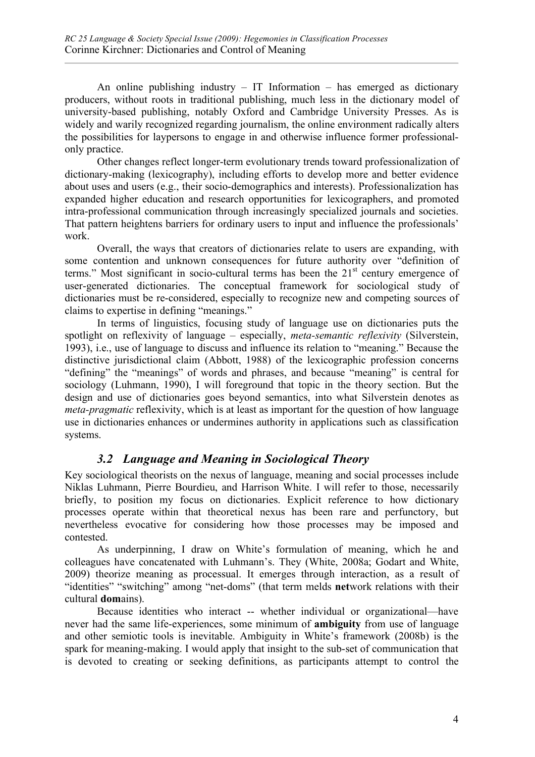An online publishing industry – IT Information – has emerged as dictionary producers, without roots in traditional publishing, much less in the dictionary model of university-based publishing, notably Oxford and Cambridge University Presses. As is widely and warily recognized regarding journalism, the online environment radically alters the possibilities for laypersons to engage in and otherwise influence former professional-only practice.

Other changes reflect longer-term evolutionary trends toward professionalization of dictionary-making (lexicography), including efforts to develop more and better evidence about uses and users (e.g., their socio-demographics and interests). Professionalization has expanded higher education and research opportunities for lexicographers, and promoted intra-professional communication through increasingly specialized journals and societies. That pattern heightens barriers for ordinary users to input and influence the professionals' work.

Overall, the ways that creators of dictionaries relate to users are expanding, with some contention and unknown consequences for future authority over "definition of terms." Most significant in socio-cultural terms has been the 21st century emergence of user-generated dictionaries. The conceptual framework for sociological study of dictionaries must be re-considered, especially to recognize new and competing sources of claims to expertise in defining "meanings."

In terms of linguistics, focusing study of language use on dictionaries puts the spotlight on reflexivity of language – especially, *meta-semantic reflexivity* (Silverstein, 1993), i.e., use of language to discuss and influence its relation to "meaning." Because the distinctive jurisdictional claim (Abbott, 1988) of the lexicographic profession concerns "defining" the "meanings" of words and phrases, and because "meaning" is central for sociology (Luhmann, 1990), I will foreground that topic in the theory section. But the design and use of dictionaries goes beyond semantics, into what Silverstein denotes as *meta-pragmatic* reflexivity, which is at least as important for the question of how language use in dictionaries enhances or undermines authority in applications such as classification systems.

### *3.2 Language and Meaning in Sociological Theory*

Key sociological theorists on the nexus of language, meaning and social processes include Niklas Luhmann, Pierre Bourdieu, and Harrison White. I will refer to those, necessarily briefly, to position my focus on dictionaries. Explicit reference to how dictionary processes operate within that theoretical nexus has been rare and perfunctory, but nevertheless evocative for considering how those processes may be imposed and contested.

As underpinning, I draw on White's formulation of meaning, which he and colleagues have concatenated with Luhmann's. They (White, 2008a; Godart and White, 2009) theorize meaning as processual. It emerges through interaction, as a result of "identities" "switching" among "net-doms" (that term melds **net**work relations with their cultural **dom**ains).

Because identities who interact -- whether individual or organizational—have never had the same life-experiences, some minimum of **ambiguity** from use of language and other semiotic tools is inevitable. Ambiguity in White's framework (2008b) is the spark for meaning-making. I would apply that insight to the sub-set of communication that is devoted to creating or seeking definitions, as participants attempt to control the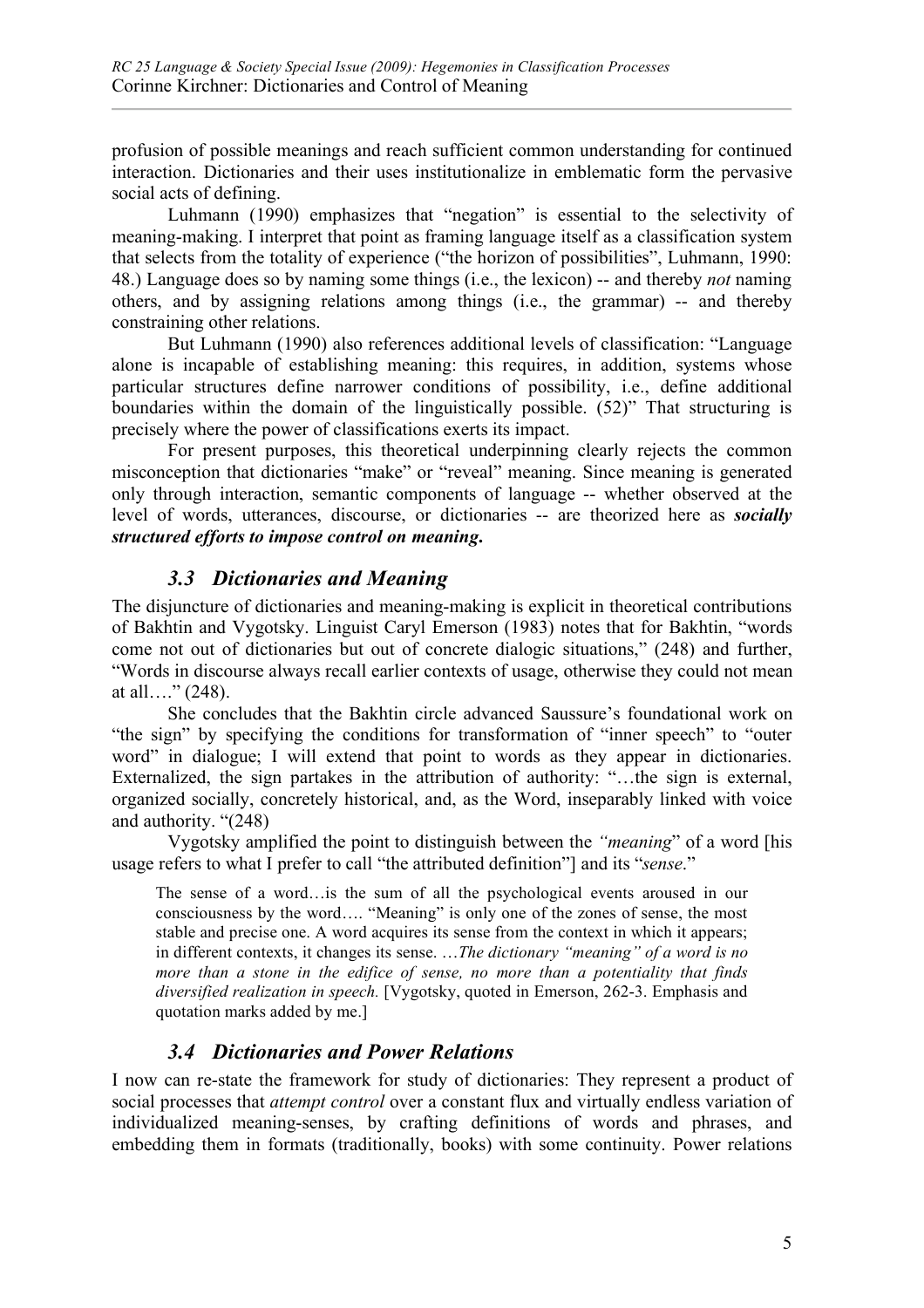profusion of possible meanings and reach sufficient common understanding for continued interaction. Dictionaries and their uses institutionalize in emblematic form the pervasive social acts of defining.

Luhmann (1990) emphasizes that "negation" is essential to the selectivity of meaning-making. I interpret that point as framing language itself as a classification system that selects from the totality of experience ("the horizon of possibilities", Luhmann, 1990: 48.) Language does so by naming some things (i.e., the lexicon) -- and thereby *not* naming others, and by assigning relations among things (i.e., the grammar) -- and thereby constraining other relations.

But Luhmann (1990) also references additional levels of classification: "Language alone is incapable of establishing meaning: this requires, in addition, systems whose particular structures define narrower conditions of possibility, i.e., define additional boundaries within the domain of the linguistically possible. (52)" That structuring is precisely where the power of classifications exerts its impact.

For present purposes, this theoretical underpinning clearly rejects the common misconception that dictionaries "make" or "reveal" meaning. Since meaning is generated only through interaction, semantic components of language -- whether observed at the level of words, utterances, discourse, or dictionaries -- are theorized here as ***socially structured efforts to impose control on meaning.***

### *3.3 Dictionaries and Meaning*

The disjuncture of dictionaries and meaning-making is explicit in theoretical contributions of Bakhtin and Vygotsky. Linguist Caryl Emerson (1983) notes that for Bakhtin, "words come not out of dictionaries but out of concrete dialogic situations," (248) and further, "Words in discourse always recall earlier contexts of usage, otherwise they could not mean at all…." (248).

She concludes that the Bakhtin circle advanced Saussure's foundational work on "the sign" by specifying the conditions for transformation of "inner speech" to "outer word" in dialogue; I will extend that point to words as they appear in dictionaries. Externalized, the sign partakes in the attribution of authority: "…the sign is external, organized socially, concretely historical, and, as the Word, inseparably linked with voice and authority. "(248)

Vygotsky amplified the point to distinguish between the *"meaning*" of a word [his usage refers to what I prefer to call "the attributed definition"] and its "*sense*."

> The sense of a word…is the sum of all the psychological events aroused in our consciousness by the word…. "Meaning" is only one of the zones of sense, the most stable and precise one. A word acquires its sense from the context in which it appears; in different contexts, it changes its sense. …*The dictionary "meaning" of a word is no more than a stone in the edifice of sense, no more than a potentiality that finds diversified realization in speech.* [Vygotsky, quoted in Emerson, 262-3. Emphasis and quotation marks added by me.]

### *3.4 Dictionaries and Power Relations*

I now can re-state the framework for study of dictionaries: They represent a product of social processes that *attempt control* over a constant flux and virtually endless variation of individualized meaning-senses, by crafting definitions of words and phrases, and embedding them in formats (traditionally, books) with some continuity. Power relations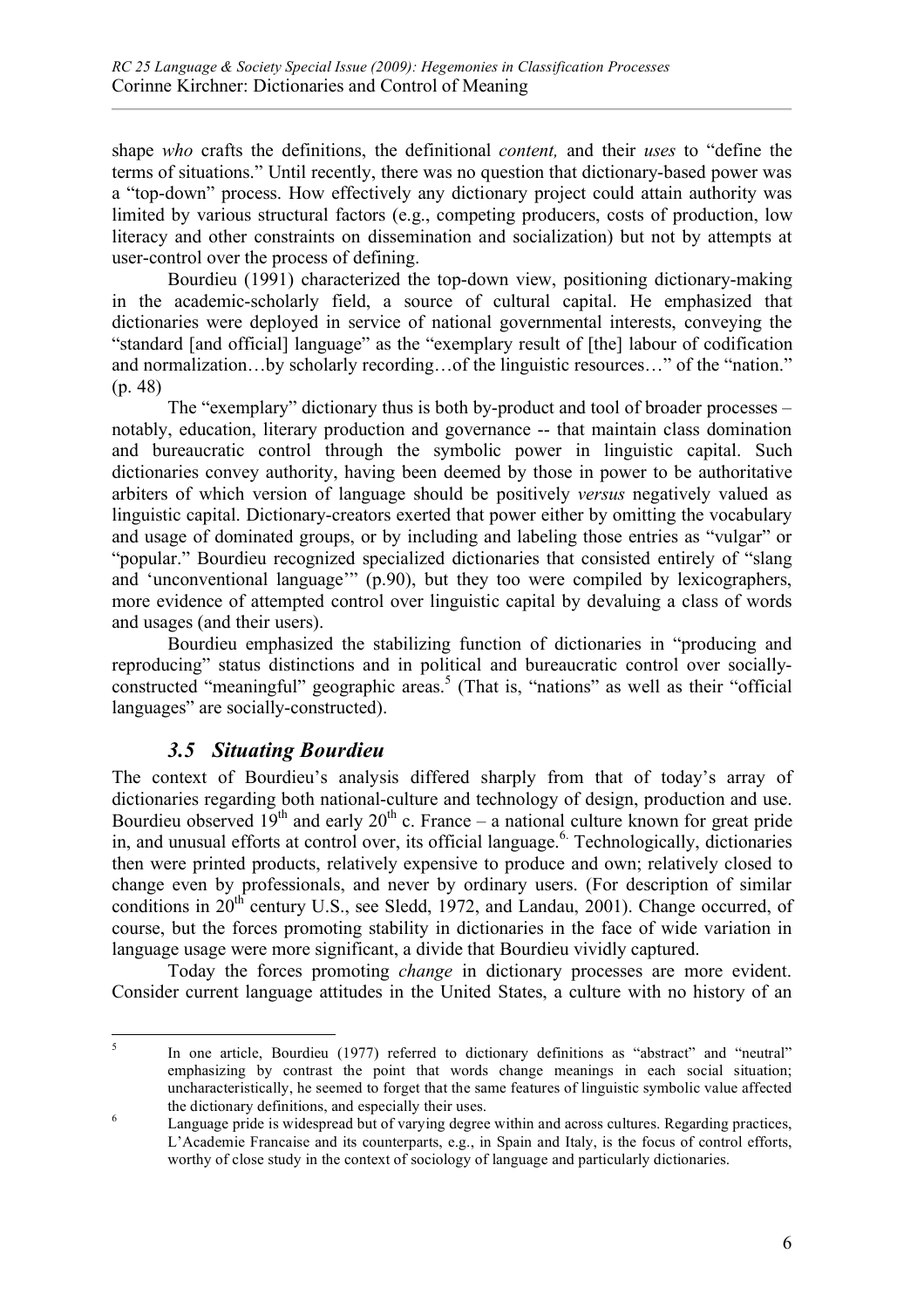shape *who* crafts the definitions, the definitional *content,* and their *uses* to "define the terms of situations." Until recently, there was no question that dictionary-based power was a "top-down" process. How effectively any dictionary project could attain authority was limited by various structural factors (e.g., competing producers, costs of production, low literacy and other constraints on dissemination and socialization) but not by attempts at user-control over the process of defining.

Bourdieu (1991) characterized the top-down view, positioning dictionary-making in the academic-scholarly field, a source of cultural capital. He emphasized that dictionaries were deployed in service of national governmental interests, conveying the "standard [and official] language" as the "exemplary result of [the] labour of codification and normalization…by scholarly recording…of the linguistic resources…" of the "nation." (p. 48)

The "exemplary" dictionary thus is both by-product and tool of broader processes – notably, education, literary production and governance -- that maintain class domination and bureaucratic control through the symbolic power in linguistic capital. Such dictionaries convey authority, having been deemed by those in power to be authoritative arbiters of which version of language should be positively *versus* negatively valued as linguistic capital. Dictionary-creators exerted that power either by omitting the vocabulary and usage of dominated groups, or by including and labeling those entries as "vulgar" or "popular." Bourdieu recognized specialized dictionaries that consisted entirely of "slang and 'unconventional language'" (p.90), but they too were compiled by lexicographers, more evidence of attempted control over linguistic capital by devaluing a class of words and usages (and their users).

Bourdieu emphasized the stabilizing function of dictionaries in "producing and reproducing" status distinctions and in political and bureaucratic control over socially-constructed "meaningful" geographic areas.[5] (That is, "nations" as well as their "official languages" are socially-constructed).

### *3.5 Situating Bourdieu*

The context of Bourdieu's analysis differed sharply from that of today's array of dictionaries regarding both national-culture and technology of design, production and use. Bourdieu observed 19th and early 20th c. France – a national culture known for great pride in, and unusual efforts at control over, its official language.[6] Technologically, dictionaries then were printed products, relatively expensive to produce and own; relatively closed to change even by professionals, and never by ordinary users. (For description of similar conditions in 20th century U.S., see Sledd, 1972, and Landau, 2001). Change occurred, of course, but the forces promoting stability in dictionaries in the face of wide variation in language usage were more significant, a divide that Bourdieu vividly captured.

Today the forces promoting *change* in dictionary processes are more evident. Consider current language attitudes in the United States, a culture with no history of an

---

[5] In one article, Bourdieu (1977) referred to dictionary definitions as "abstract" and "neutral" emphasizing by contrast the point that words change meanings in each social situation; uncharacteristically, he seemed to forget that the same features of linguistic symbolic value affected the dictionary definitions, and especially their uses.

[6] Language pride is widespread but of varying degree within and across cultures. Regarding practices, L'Academie Francaise and its counterparts, e.g., in Spain and Italy, is the focus of control efforts, worthy of close study in the context of sociology of language and particularly dictionaries.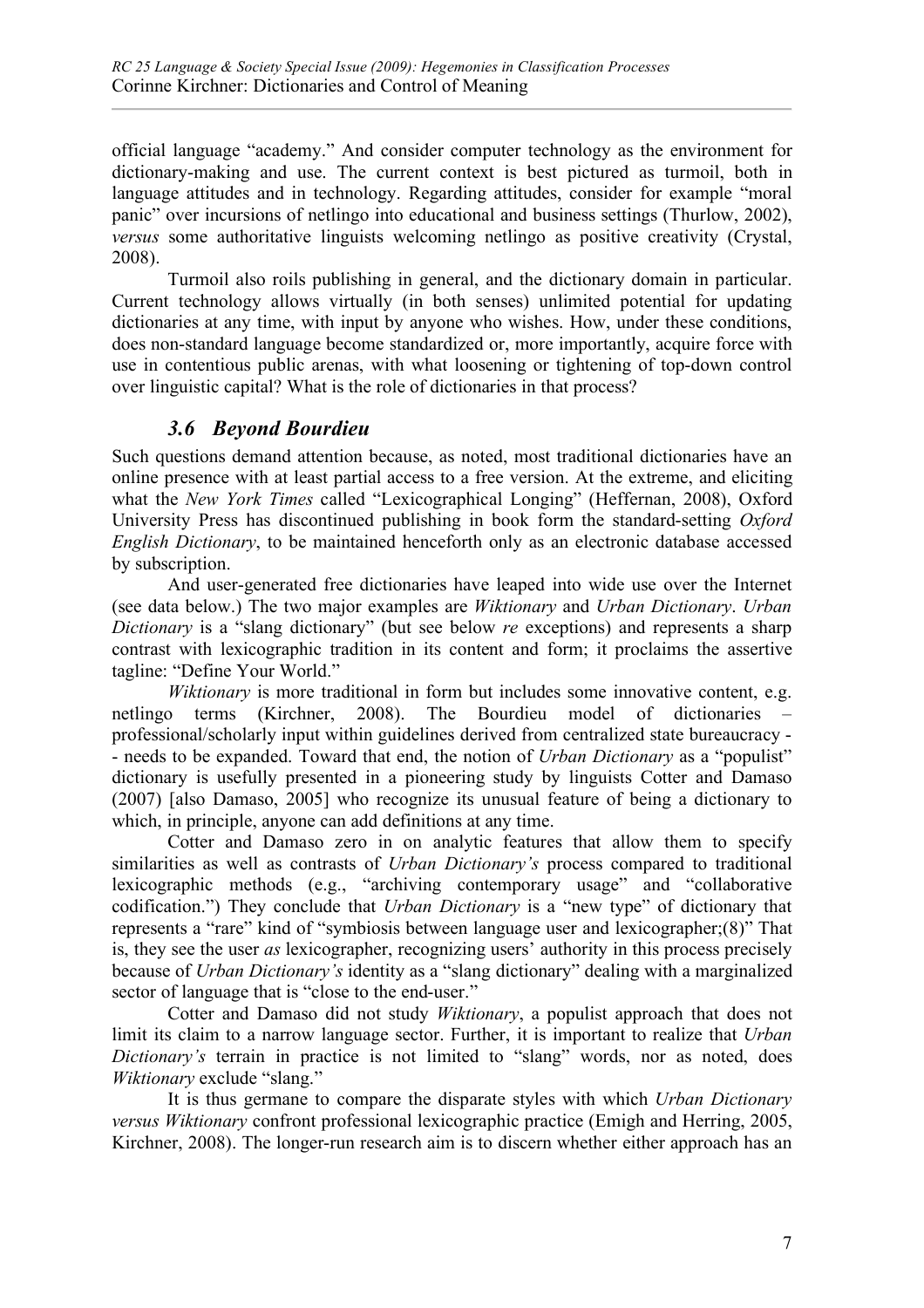official language "academy." And consider computer technology as the environment for dictionary-making and use. The current context is best pictured as turmoil, both in language attitudes and in technology. Regarding attitudes, consider for example "moral panic" over incursions of netlingo into educational and business settings (Thurlow, 2002), *versus* some authoritative linguists welcoming netlingo as positive creativity (Crystal, 2008).

Turmoil also roils publishing in general, and the dictionary domain in particular. Current technology allows virtually (in both senses) unlimited potential for updating dictionaries at any time, with input by anyone who wishes. How, under these conditions, does non-standard language become standardized or, more importantly, acquire force with use in contentious public arenas, with what loosening or tightening of top-down control over linguistic capital? What is the role of dictionaries in that process?

### *3.6 Beyond Bourdieu*

Such questions demand attention because, as noted, most traditional dictionaries have an online presence with at least partial access to a free version. At the extreme, and eliciting what the *New York Times* called "Lexicographical Longing" (Heffernan, 2008), Oxford University Press has discontinued publishing in book form the standard-setting *Oxford English Dictionary*, to be maintained henceforth only as an electronic database accessed by subscription.

And user-generated free dictionaries have leaped into wide use over the Internet (see data below.) The two major examples are *Wiktionary* and *Urban Dictionary*. *Urban Dictionary* is a "slang dictionary" (but see below *re* exceptions) and represents a sharp contrast with lexicographic tradition in its content and form; it proclaims the assertive tagline: "Define Your World."

*Wiktionary* is more traditional in form but includes some innovative content, e.g. netlingo terms (Kirchner, 2008). The Bourdieu model of dictionaries – professional/scholarly input within guidelines derived from centralized state bureaucracy -- needs to be expanded. Toward that end, the notion of *Urban Dictionary* as a "populist" dictionary is usefully presented in a pioneering study by linguists Cotter and Damaso (2007) [also Damaso, 2005] who recognize its unusual feature of being a dictionary to which, in principle, anyone can add definitions at any time.

Cotter and Damaso zero in on analytic features that allow them to specify similarities as well as contrasts of *Urban Dictionary's* process compared to traditional lexicographic methods (e.g., "archiving contemporary usage" and "collaborative codification.") They conclude that *Urban Dictionary* is a "new type" of dictionary that represents a "rare" kind of "symbiosis between language user and lexicographer;(8)" That is, they see the user *as* lexicographer, recognizing users' authority in this process precisely because of *Urban Dictionary's* identity as a "slang dictionary" dealing with a marginalized sector of language that is "close to the end-user."

Cotter and Damaso did not study *Wiktionary*, a populist approach that does not limit its claim to a narrow language sector. Further, it is important to realize that *Urban Dictionary's* terrain in practice is not limited to "slang" words, nor as noted, does *Wiktionary* exclude "slang."

It is thus germane to compare the disparate styles with which *Urban Dictionary versus Wiktionary* confront professional lexicographic practice (Emigh and Herring, 2005, Kirchner, 2008). The longer-run research aim is to discern whether either approach has an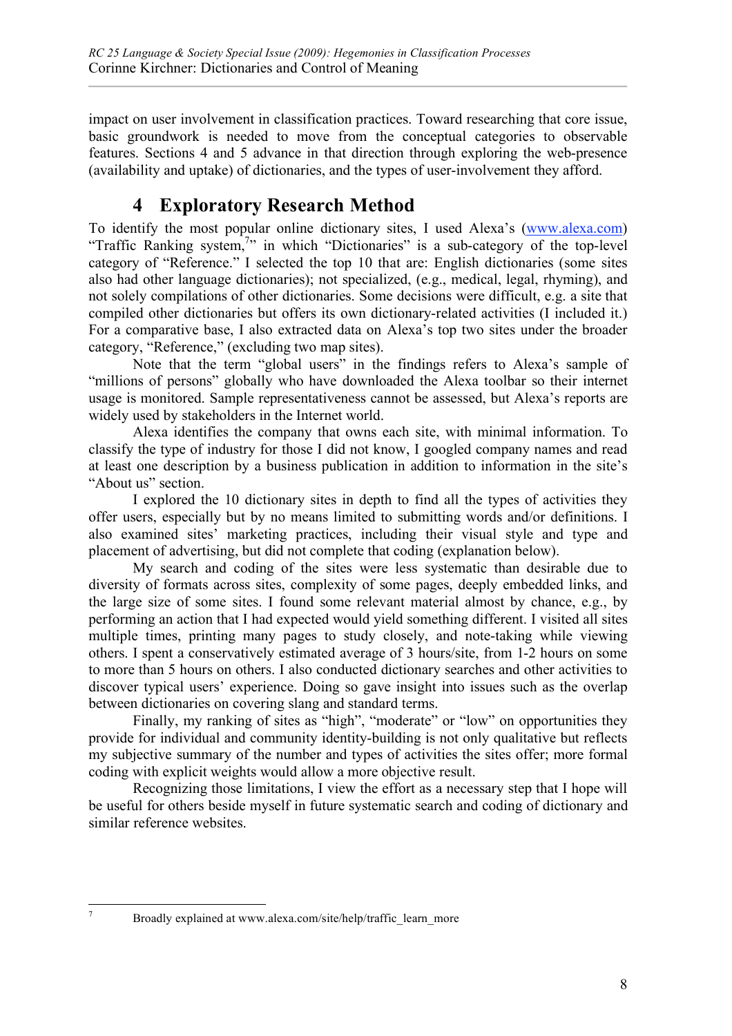impact on user involvement in classification practices. Toward researching that core issue, basic groundwork is needed to move from the conceptual categories to observable features. Sections 4 and 5 advance in that direction through exploring the web-presence (availability and uptake) of dictionaries, and the types of user-involvement they afford.

# 4 Exploratory Research Method

To identify the most popular online dictionary sites, I used Alexa's (www.alexa.com) "Traffic Ranking system,[7]" in which "Dictionaries" is a sub-category of the top-level category of "Reference." I selected the top 10 that are: English dictionaries (some sites also had other language dictionaries); not specialized, (e.g., medical, legal, rhyming), and not solely compilations of other dictionaries. Some decisions were difficult, e.g. a site that compiled other dictionaries but offers its own dictionary-related activities (I included it.) For a comparative base, I also extracted data on Alexa's top two sites under the broader category, "Reference," (excluding two map sites).

Note that the term "global users" in the findings refers to Alexa's sample of "millions of persons" globally who have downloaded the Alexa toolbar so their internet usage is monitored. Sample representativeness cannot be assessed, but Alexa's reports are widely used by stakeholders in the Internet world.

Alexa identifies the company that owns each site, with minimal information. To classify the type of industry for those I did not know, I googled company names and read at least one description by a business publication in addition to information in the site's "About us" section.

I explored the 10 dictionary sites in depth to find all the types of activities they offer users, especially but by no means limited to submitting words and/or definitions. I also examined sites' marketing practices, including their visual style and type and placement of advertising, but did not complete that coding (explanation below).

My search and coding of the sites were less systematic than desirable due to diversity of formats across sites, complexity of some pages, deeply embedded links, and the large size of some sites. I found some relevant material almost by chance, e.g., by performing an action that I had expected would yield something different. I visited all sites multiple times, printing many pages to study closely, and note-taking while viewing others. I spent a conservatively estimated average of 3 hours/site, from 1-2 hours on some to more than 5 hours on others. I also conducted dictionary searches and other activities to discover typical users' experience. Doing so gave insight into issues such as the overlap between dictionaries on covering slang and standard terms.

Finally, my ranking of sites as "high", "moderate" or "low" on opportunities they provide for individual and community identity-building is not only qualitative but reflects my subjective summary of the number and types of activities the sites offer; more formal coding with explicit weights would allow a more objective result.

Recognizing those limitations, I view the effort as a necessary step that I hope will be useful for others beside myself in future systematic search and coding of dictionary and similar reference websites.

---

[7] Broadly explained at www.alexa.com/site/help/traffic_learn_more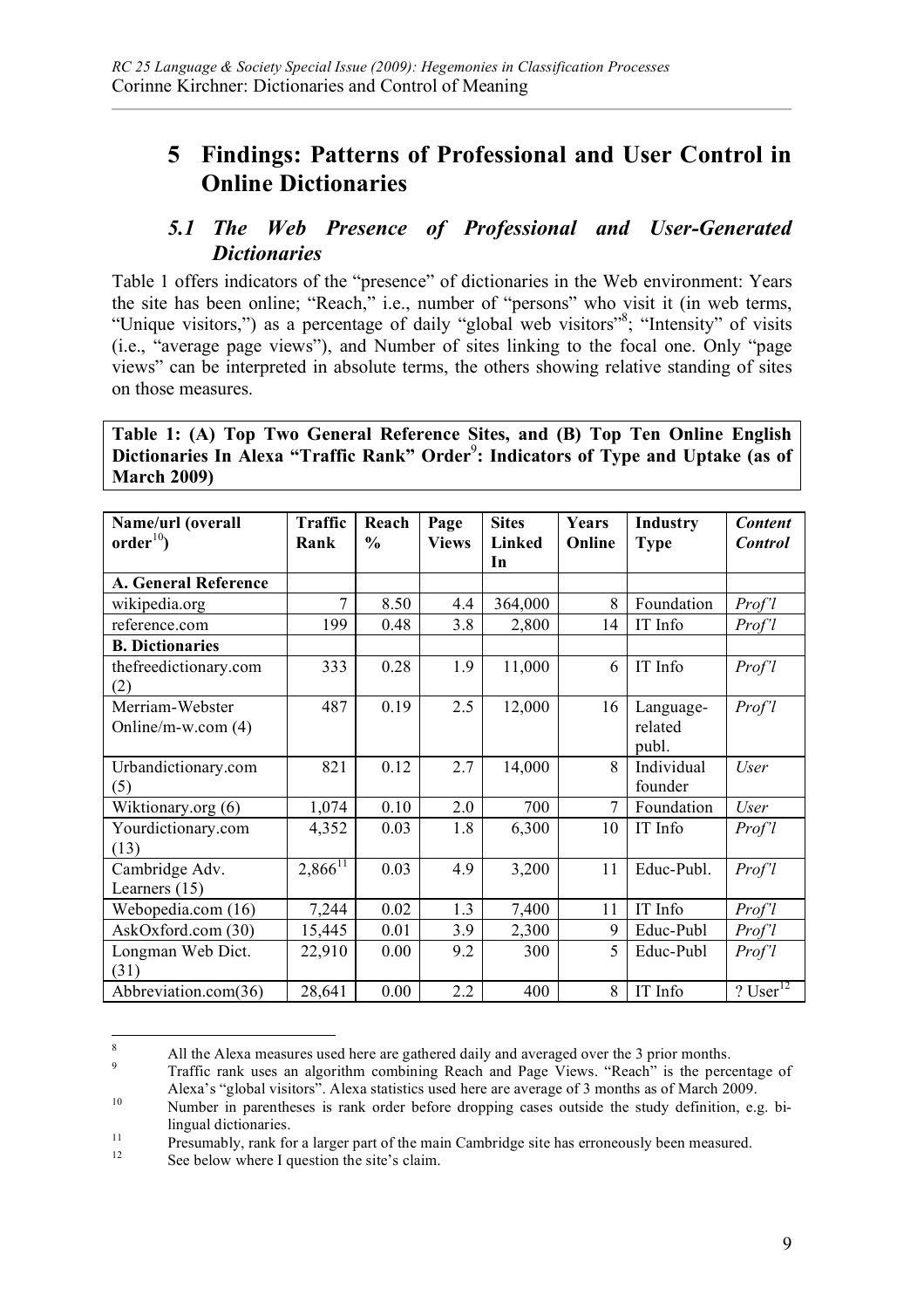# 5 Findings: Patterns of Professional and User Control in Online Dictionaries

## *5.1 The Web Presence of Professional and User-Generated Dictionaries*

Table 1 offers indicators of the "presence" of dictionaries in the Web environment: Years the site has been online; "Reach," i.e., number of "persons" who visit it (in web terms, "Unique visitors,") as a percentage of daily "global web visitors"[8]; "Intensity" of visits (i.e., "average page views"), and Number of sites linking to the focal one. Only "page views" can be interpreted in absolute terms, the others showing relative standing of sites on those measures.

**Table 1: (A) Top Two General Reference Sites, and (B) Top Ten Online English Dictionaries In Alexa "Traffic Rank" Order[9]: Indicators of Type and Uptake (as of March 2009)**

| Name/url (overall order[10]) | Traffic Rank | Reach % | Page Views | Sites Linked In | Years Online | Industry Type | *Content Control* |
|---|---|---|---|---|---|---|---|
| **A. General Reference** | | | | | | | |
| wikipedia.org | 7 | 8.50 | 4.4 | 364,000 | 8 | Foundation | *Prof'l* |
| reference.com | 199 | 0.48 | 3.8 | 2,800 | 14 | IT Info | *Prof'l* |
| **B. Dictionaries** | | | | | | | |
| thefreedictionary.com (2) | 333 | 0.28 | 1.9 | 11,000 | 6 | IT Info | *Prof'l* |
| Merriam-Webster Online/m-w.com (4) | 487 | 0.19 | 2.5 | 12,000 | 16 | Language-related publ. | *Prof'l* |
| Urbandictionary.com (5) | 821 | 0.12 | 2.7 | 14,000 | 8 | Individual founder | *User* |
| Wiktionary.org (6) | 1,074 | 0.10 | 2.0 | 700 | 7 | Foundation | *User* |
| Yourdictionary.com (13) | 4,352 | 0.03 | 1.8 | 6,300 | 10 | IT Info | *Prof'l* |
| Cambridge Adv. Learners (15) | 2,866[11] | 0.03 | 4.9 | 3,200 | 11 | Educ-Publ. | *Prof'l* |
| Webopedia.com (16) | 7,244 | 0.02 | 1.3 | 7,400 | 11 | IT Info | *Prof'l* |
| AskOxford.com (30) | 15,445 | 0.01 | 3.9 | 2,300 | 9 | Educ-Publ | *Prof'l* |
| Longman Web Dict. (31) | 22,910 | 0.00 | 9.2 | 300 | 5 | Educ-Publ | *Prof'l* |
| Abbreviation.com(36) | 28,641 | 0.00 | 2.2 | 400 | 8 | IT Info | *? User*[12] |

[8] All the Alexa measures used here are gathered daily and averaged over the 3 prior months.

[9] Traffic rank uses an algorithm combining Reach and Page Views. "Reach" is the percentage of Alexa's "global visitors". Alexa statistics used here are average of 3 months as of March 2009.

[10] Number in parentheses is rank order before dropping cases outside the study definition, e.g. bi-lingual dictionaries.

[11] Presumably, rank for a larger part of the main Cambridge site has erroneously been measured.

[12] See below where I question the site's claim.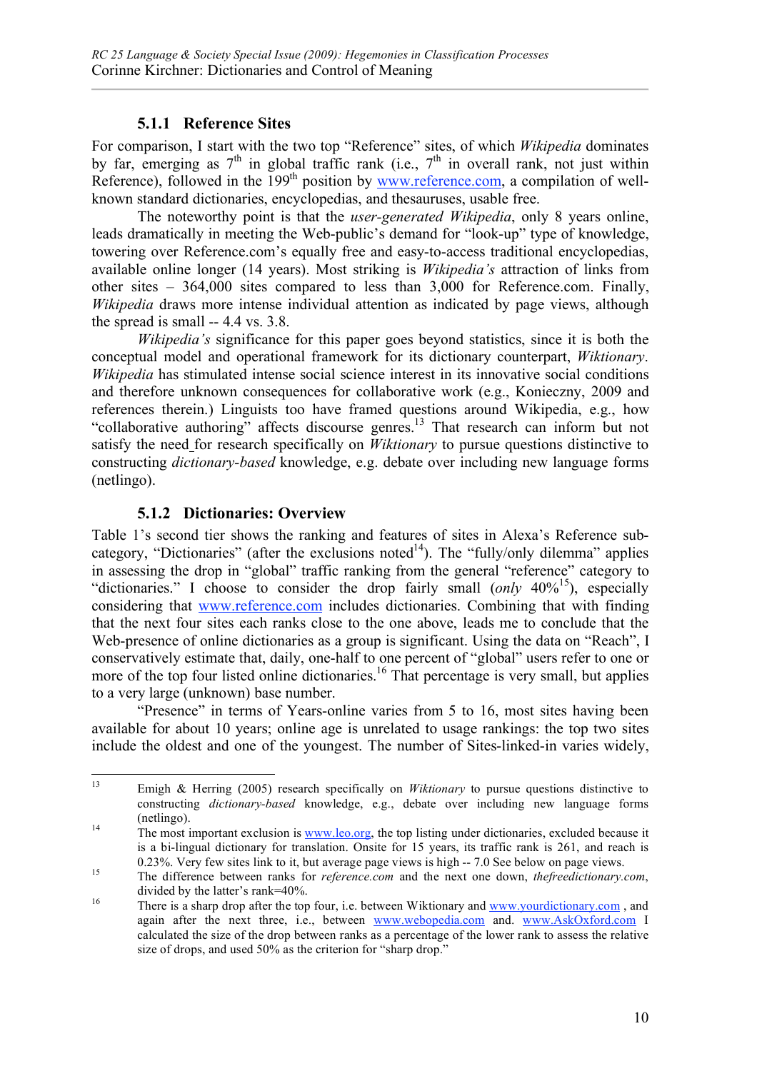### 5.1.1 Reference Sites

For comparison, I start with the two top "Reference" sites, of which *Wikipedia* dominates by far, emerging as 7th in global traffic rank (i.e., 7th in overall rank, not just within Reference), followed in the 199th position by www.reference.com, a compilation of well-known standard dictionaries, encyclopedias, and thesauruses, usable free.

The noteworthy point is that the *user-generated Wikipedia*, only 8 years online, leads dramatically in meeting the Web-public's demand for "look-up" type of knowledge, towering over Reference.com's equally free and easy-to-access traditional encyclopedias, available online longer (14 years). Most striking is *Wikipedia's* attraction of links from other sites – 364,000 sites compared to less than 3,000 for Reference.com. Finally, *Wikipedia* draws more intense individual attention as indicated by page views, although the spread is small -- 4.4 vs. 3.8.

*Wikipedia's* significance for this paper goes beyond statistics, since it is both the conceptual model and operational framework for its dictionary counterpart, *Wiktionary*. *Wikipedia* has stimulated intense social science interest in its innovative social conditions and therefore unknown consequences for collaborative work (e.g., Konieczny, 2009 and references therein.) Linguists too have framed questions around Wikipedia, e.g., how "collaborative authoring" affects discourse genres.[13] That research can inform but not satisfy the need for research specifically on *Wiktionary* to pursue questions distinctive to constructing *dictionary-based* knowledge, e.g. debate over including new language forms (netlingo).

### 5.1.2 Dictionaries: Overview

Table 1's second tier shows the ranking and features of sites in Alexa's Reference sub-category, "Dictionaries" (after the exclusions noted[14]). The "fully/only dilemma" applies in assessing the drop in "global" traffic ranking from the general "reference" category to "dictionaries." I choose to consider the drop fairly small (*only* 40%[15]), especially considering that www.reference.com includes dictionaries. Combining that with finding that the next four sites each ranks close to the one above, leads me to conclude that the Web-presence of online dictionaries as a group is significant. Using the data on "Reach", I conservatively estimate that, daily, one-half to one percent of "global" users refer to one or more of the top four listed online dictionaries.[16] That percentage is very small, but applies to a very large (unknown) base number.

"Presence" in terms of Years-online varies from 5 to 16, most sites having been available for about 10 years; online age is unrelated to usage rankings: the top two sites include the oldest and one of the youngest. The number of Sites-linked-in varies widely,

---

[13] Emigh & Herring (2005) research specifically on *Wiktionary* to pursue questions distinctive to constructing *dictionary-based* knowledge, e.g., debate over including new language forms (netlingo).

[14] The most important exclusion is www.leo.org, the top listing under dictionaries, excluded because it is a bi-lingual dictionary for translation. Onsite for 15 years, its traffic rank is 261, and reach is 0.23%. Very few sites link to it, but average page views is high -- 7.0 See below on page views.

[15] The difference between ranks for *reference.com* and the next one down, *thefreedictionary.com*, divided by the latter's rank=40%.

[16] There is a sharp drop after the top four, i.e. between Wiktionary and www.yourdictionary.com , and again after the next three, i.e., between www.webopedia.com and. www.AskOxford.com I calculated the size of the drop between ranks as a percentage of the lower rank to assess the relative size of drops, and used 50% as the criterion for "sharp drop."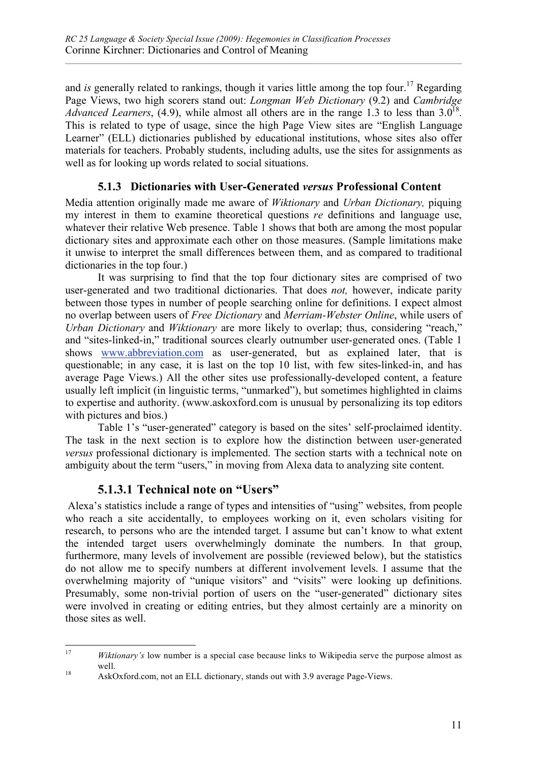and *is* generally related to rankings, though it varies little among the top four.[17] Regarding Page Views, two high scorers stand out: *Longman Web Dictionary* (9.2) and *Cambridge Advanced Learners*, (4.9), while almost all others are in the range 1.3 to less than 3.0[18]. This is related to type of usage, since the high Page View sites are "English Language Learner" (ELL) dictionaries published by educational institutions, whose sites also offer materials for teachers. Probably students, including adults, use the sites for assignments as well as for looking up words related to social situations.

### 5.1.3 Dictionaries with User-Generated *versus* Professional Content

Media attention originally made me aware of *Wiktionary* and *Urban Dictionary,* piquing my interest in them to examine theoretical questions *re* definitions and language use, whatever their relative Web presence. Table 1 shows that both are among the most popular dictionary sites and approximate each other on those measures. (Sample limitations make it unwise to interpret the small differences between them, and as compared to traditional dictionaries in the top four.)

It was surprising to find that the top four dictionary sites are comprised of two user-generated and two traditional dictionaries. That does *not,* however, indicate parity between those types in number of people searching online for definitions. I expect almost no overlap between users of *Free Dictionary* and *Merriam-Webster Online*, while users of *Urban Dictionary* and *Wiktionary* are more likely to overlap; thus, considering "reach," and "sites-linked-in," traditional sources clearly outnumber user-generated ones. (Table 1 shows www.abbreviation.com as user-generated, but as explained later, that is questionable; in any case, it is last on the top 10 list, with few sites-linked-in, and has average Page Views.) All the other sites use professionally-developed content, a feature usually left implicit (in linguistic terms, "unmarked"), but sometimes highlighted in claims to expertise and authority. (www.askoxford.com is unusual by personalizing its top editors with pictures and bios.)

Table 1's "user-generated" category is based on the sites' self-proclaimed identity. The task in the next section is to explore how the distinction between user-generated *versus* professional dictionary is implemented. The section starts with a technical note on ambiguity about the term "users," in moving from Alexa data to analyzing site content.

#### 5.1.3.1 Technical note on "Users"

Alexa's statistics include a range of types and intensities of "using" websites, from people who reach a site accidentally, to employees working on it, even scholars visiting for research, to persons who are the intended target. I assume but can't know to what extent the intended target users overwhelmingly dominate the numbers. In that group, furthermore, many levels of involvement are possible (reviewed below), but the statistics do not allow me to specify numbers at different involvement levels. I assume that the overwhelming majority of "unique visitors" and "visits" were looking up definitions. Presumably, some non-trivial portion of users on the "user-generated" dictionary sites were involved in creating or editing entries, but they almost certainly are a minority on those sites as well.

---

[17] *Wiktionary's* low number is a special case because links to Wikipedia serve the purpose almost as well.

[18] AskOxford.com, not an ELL dictionary, stands out with 3.9 average Page-Views.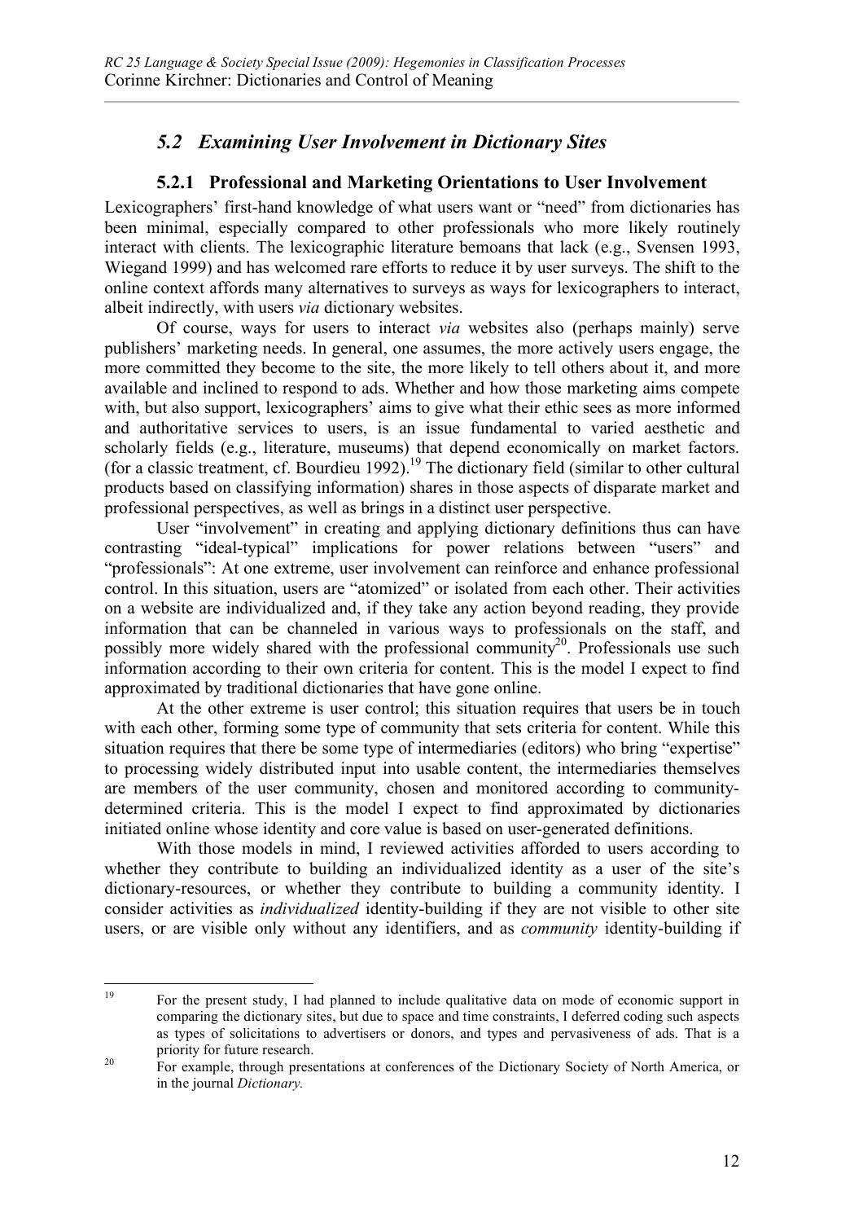## *5.2 Examining User Involvement in Dictionary Sites*

### 5.2.1 Professional and Marketing Orientations to User Involvement

Lexicographers' first-hand knowledge of what users want or "need" from dictionaries has been minimal, especially compared to other professionals who more likely routinely interact with clients. The lexicographic literature bemoans that lack (e.g., Svensen 1993, Wiegand 1999) and has welcomed rare efforts to reduce it by user surveys. The shift to the online context affords many alternatives to surveys as ways for lexicographers to interact, albeit indirectly, with users *via* dictionary websites.

Of course, ways for users to interact *via* websites also (perhaps mainly) serve publishers' marketing needs. In general, one assumes, the more actively users engage, the more committed they become to the site, the more likely to tell others about it, and more available and inclined to respond to ads. Whether and how those marketing aims compete with, but also support, lexicographers' aims to give what their ethic sees as more informed and authoritative services to users, is an issue fundamental to varied aesthetic and scholarly fields (e.g., literature, museums) that depend economically on market factors. (for a classic treatment, cf. Bourdieu 1992).[19] The dictionary field (similar to other cultural products based on classifying information) shares in those aspects of disparate market and professional perspectives, as well as brings in a distinct user perspective.

User "involvement" in creating and applying dictionary definitions thus can have contrasting "ideal-typical" implications for power relations between "users" and "professionals": At one extreme, user involvement can reinforce and enhance professional control. In this situation, users are "atomized" or isolated from each other. Their activities on a website are individualized and, if they take any action beyond reading, they provide information that can be channeled in various ways to professionals on the staff, and possibly more widely shared with the professional community[20]. Professionals use such information according to their own criteria for content. This is the model I expect to find approximated by traditional dictionaries that have gone online.

At the other extreme is user control; this situation requires that users be in touch with each other, forming some type of community that sets criteria for content. While this situation requires that there be some type of intermediaries (editors) who bring "expertise" to processing widely distributed input into usable content, the intermediaries themselves are members of the user community, chosen and monitored according to community-determined criteria. This is the model I expect to find approximated by dictionaries initiated online whose identity and core value is based on user-generated definitions.

With those models in mind, I reviewed activities afforded to users according to whether they contribute to building an individualized identity as a user of the site's dictionary-resources, or whether they contribute to building a community identity. I consider activities as *individualized* identity-building if they are not visible to other site users, or are visible only without any identifiers, and as *community* identity-building if

---

[19] For the present study, I had planned to include qualitative data on mode of economic support in comparing the dictionary sites, but due to space and time constraints, I deferred coding such aspects as types of solicitations to advertisers or donors, and types and pervasiveness of ads. That is a priority for future research.

[20] For example, through presentations at conferences of the Dictionary Society of North America, or in the journal *Dictionary.*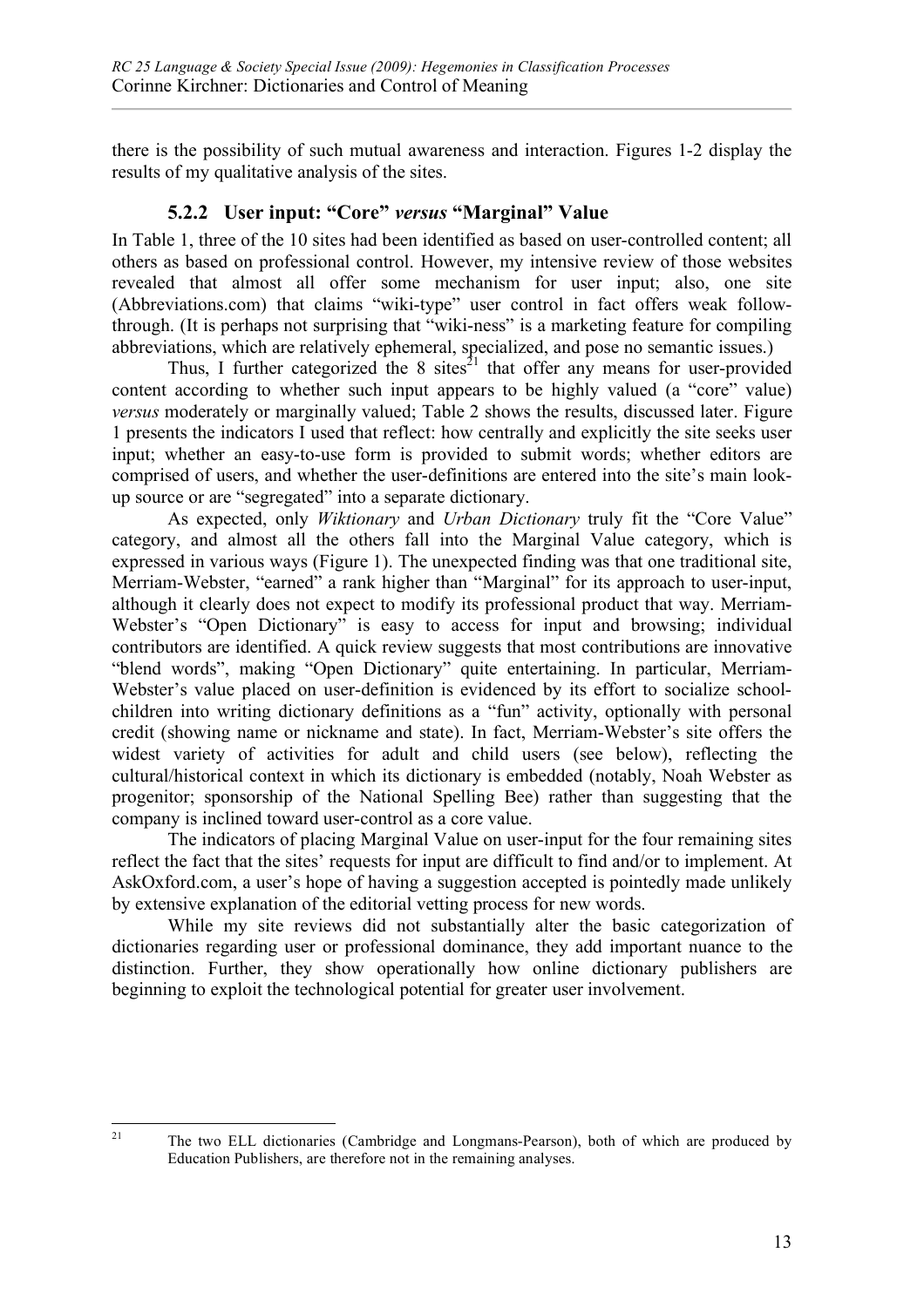there is the possibility of such mutual awareness and interaction. Figures 1-2 display the results of my qualitative analysis of the sites.

### 5.2.2 User input: "Core" *versus* "Marginal" Value

In Table 1, three of the 10 sites had been identified as based on user-controlled content; all others as based on professional control. However, my intensive review of those websites revealed that almost all offer some mechanism for user input; also, one site (Abbreviations.com) that claims "wiki-type" user control in fact offers weak follow-through. (It is perhaps not surprising that "wiki-ness" is a marketing feature for compiling abbreviations, which are relatively ephemeral, specialized, and pose no semantic issues.)

Thus, I further categorized the 8 sites[21] that offer any means for user-provided content according to whether such input appears to be highly valued (a "core" value) *versus* moderately or marginally valued; Table 2 shows the results, discussed later. Figure 1 presents the indicators I used that reflect: how centrally and explicitly the site seeks user input; whether an easy-to-use form is provided to submit words; whether editors are comprised of users, and whether the user-definitions are entered into the site's main look-up source or are "segregated" into a separate dictionary.

As expected, only *Wiktionary* and *Urban Dictionary* truly fit the "Core Value" category, and almost all the others fall into the Marginal Value category, which is expressed in various ways (Figure 1). The unexpected finding was that one traditional site, Merriam-Webster, "earned" a rank higher than "Marginal" for its approach to user-input, although it clearly does not expect to modify its professional product that way. Merriam-Webster's "Open Dictionary" is easy to access for input and browsing; individual contributors are identified. A quick review suggests that most contributions are innovative "blend words", making "Open Dictionary" quite entertaining. In particular, Merriam-Webster's value placed on user-definition is evidenced by its effort to socialize school-children into writing dictionary definitions as a "fun" activity, optionally with personal credit (showing name or nickname and state). In fact, Merriam-Webster's site offers the widest variety of activities for adult and child users (see below), reflecting the cultural/historical context in which its dictionary is embedded (notably, Noah Webster as progenitor; sponsorship of the National Spelling Bee) rather than suggesting that the company is inclined toward user-control as a core value.

The indicators of placing Marginal Value on user-input for the four remaining sites reflect the fact that the sites' requests for input are difficult to find and/or to implement. At AskOxford.com, a user's hope of having a suggestion accepted is pointedly made unlikely by extensive explanation of the editorial vetting process for new words.

While my site reviews did not substantially alter the basic categorization of dictionaries regarding user or professional dominance, they add important nuance to the distinction. Further, they show operationally how online dictionary publishers are beginning to exploit the technological potential for greater user involvement.

---

[21] The two ELL dictionaries (Cambridge and Longmans-Pearson), both of which are produced by Education Publishers, are therefore not in the remaining analyses.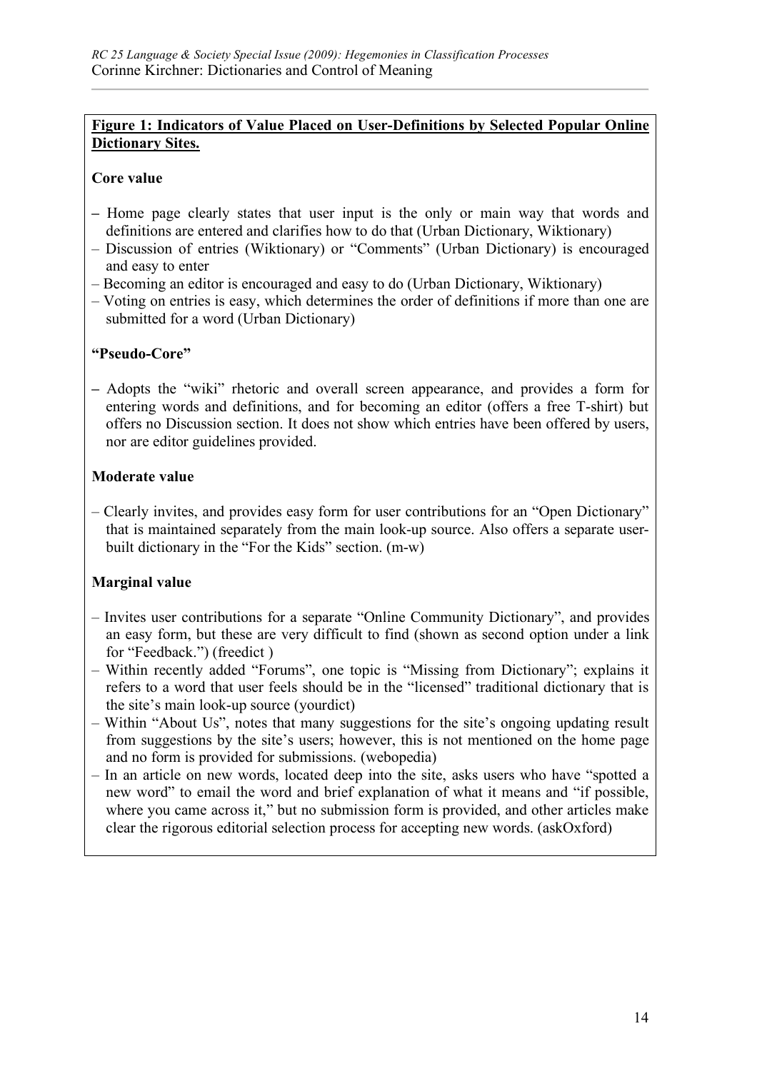**Figure 1: Indicators of Value Placed on User-Definitions by Selected Popular Online Dictionary Sites.**

**Core value**

- Home page clearly states that user input is the only or main way that words and definitions are entered and clarifies how to do that (Urban Dictionary, Wiktionary)
- Discussion of entries (Wiktionary) or "Comments" (Urban Dictionary) is encouraged and easy to enter
- Becoming an editor is encouraged and easy to do (Urban Dictionary, Wiktionary)
- Voting on entries is easy, which determines the order of definitions if more than one are submitted for a word (Urban Dictionary)

**"Pseudo-Core"**

- Adopts the "wiki" rhetoric and overall screen appearance, and provides a form for entering words and definitions, and for becoming an editor (offers a free T-shirt) but offers no Discussion section. It does not show which entries have been offered by users, nor are editor guidelines provided.

**Moderate value**

- Clearly invites, and provides easy form for user contributions for an "Open Dictionary" that is maintained separately from the main look-up source. Also offers a separate user-built dictionary in the "For the Kids" section. (m-w)

**Marginal value**

- Invites user contributions for a separate "Online Community Dictionary", and provides an easy form, but these are very difficult to find (shown as second option under a link for "Feedback.") (freedict )
- Within recently added "Forums", one topic is "Missing from Dictionary"; explains it refers to a word that user feels should be in the "licensed" traditional dictionary that is the site's main look-up source (yourdict)
- Within "About Us", notes that many suggestions for the site's ongoing updating result from suggestions by the site's users; however, this is not mentioned on the home page and no form is provided for submissions. (webopedia)
- In an article on new words, located deep into the site, asks users who have "spotted a new word" to email the word and brief explanation of what it means and "if possible, where you came across it," but no submission form is provided, and other articles make clear the rigorous editorial selection process for accepting new words. (askOxford)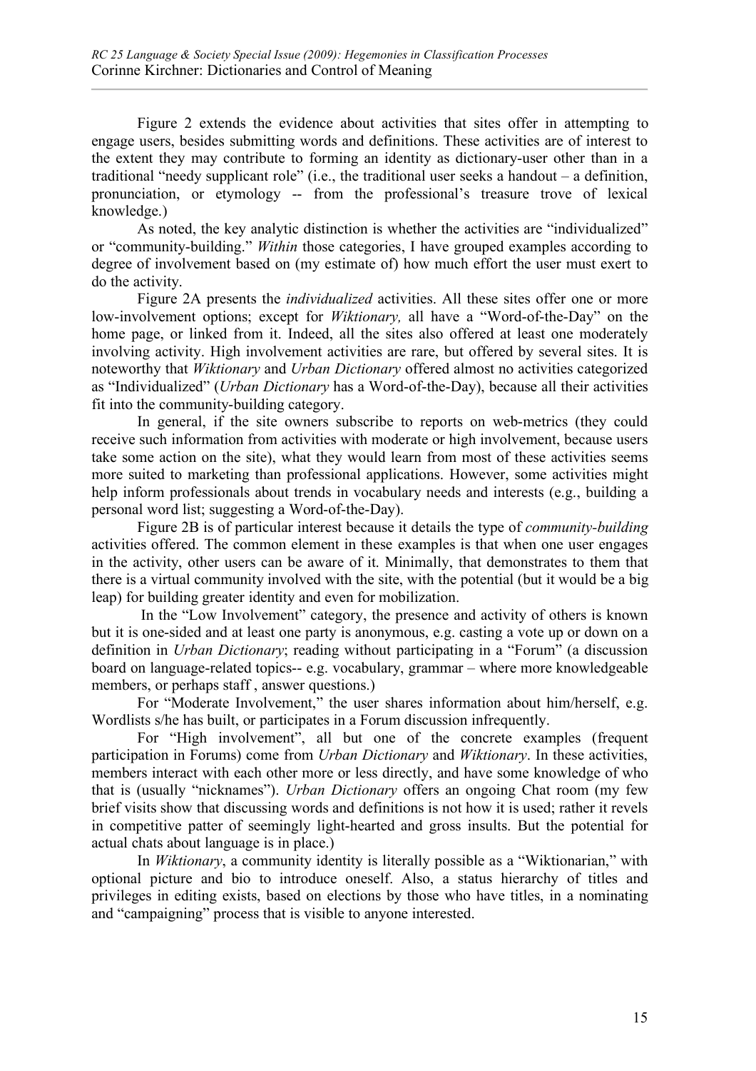Figure 2 extends the evidence about activities that sites offer in attempting to engage users, besides submitting words and definitions. These activities are of interest to the extent they may contribute to forming an identity as dictionary-user other than in a traditional "needy supplicant role" (i.e., the traditional user seeks a handout – a definition, pronunciation, or etymology -- from the professional's treasure trove of lexical knowledge.)

As noted, the key analytic distinction is whether the activities are "individualized" or "community-building." *Within* those categories, I have grouped examples according to degree of involvement based on (my estimate of) how much effort the user must exert to do the activity.

Figure 2A presents the *individualized* activities. All these sites offer one or more low-involvement options; except for *Wiktionary,* all have a "Word-of-the-Day" on the home page, or linked from it. Indeed, all the sites also offered at least one moderately involving activity. High involvement activities are rare, but offered by several sites. It is noteworthy that *Wiktionary* and *Urban Dictionary* offered almost no activities categorized as "Individualized" (*Urban Dictionary* has a Word-of-the-Day), because all their activities fit into the community-building category.

In general, if the site owners subscribe to reports on web-metrics (they could receive such information from activities with moderate or high involvement, because users take some action on the site), what they would learn from most of these activities seems more suited to marketing than professional applications. However, some activities might help inform professionals about trends in vocabulary needs and interests (e.g., building a personal word list; suggesting a Word-of-the-Day).

Figure 2B is of particular interest because it details the type of *community-building* activities offered. The common element in these examples is that when one user engages in the activity, other users can be aware of it. Minimally, that demonstrates to them that there is a virtual community involved with the site, with the potential (but it would be a big leap) for building greater identity and even for mobilization.

In the "Low Involvement" category, the presence and activity of others is known but it is one-sided and at least one party is anonymous, e.g. casting a vote up or down on a definition in *Urban Dictionary*; reading without participating in a "Forum" (a discussion board on language-related topics-- e.g. vocabulary, grammar – where more knowledgeable members, or perhaps staff , answer questions.)

For "Moderate Involvement," the user shares information about him/herself, e.g. Wordlists s/he has built, or participates in a Forum discussion infrequently.

For "High involvement", all but one of the concrete examples (frequent participation in Forums) come from *Urban Dictionary* and *Wiktionary*. In these activities, members interact with each other more or less directly, and have some knowledge of who that is (usually "nicknames"). *Urban Dictionary* offers an ongoing Chat room (my few brief visits show that discussing words and definitions is not how it is used; rather it revels in competitive patter of seemingly light-hearted and gross insults. But the potential for actual chats about language is in place.)

In *Wiktionary*, a community identity is literally possible as a "Wiktionarian," with optional picture and bio to introduce oneself. Also, a status hierarchy of titles and privileges in editing exists, based on elections by those who have titles, in a nominating and "campaigning" process that is visible to anyone interested.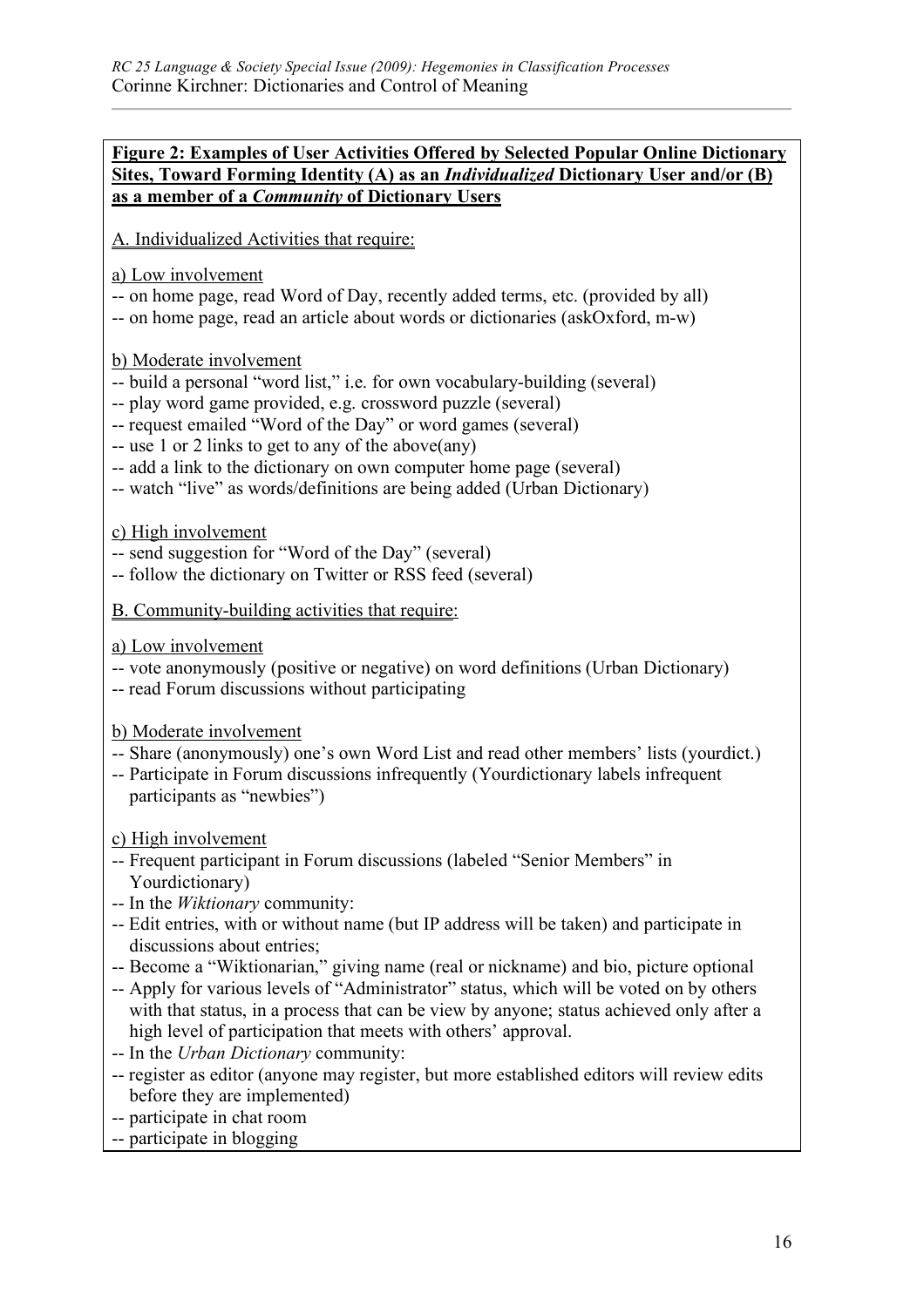**Figure 2: Examples of User Activities Offered by Selected Popular Online Dictionary Sites, Toward Forming Identity (A) as an *Individualized* Dictionary User and/or (B) as a member of a *Community* of Dictionary Users**

A. Individualized Activities that require:

a) Low involvement

-- on home page, read Word of Day, recently added terms, etc. (provided by all)
-- on home page, read an article about words or dictionaries (askOxford, m-w)

b) Moderate involvement

-- build a personal "word list," i.e. for own vocabulary-building (several)
-- play word game provided, e.g. crossword puzzle (several)
-- request emailed "Word of the Day" or word games (several)
-- use 1 or 2 links to get to any of the above(any)
-- add a link to the dictionary on own computer home page (several)
-- watch "live" as words/definitions are being added (Urban Dictionary)

c) High involvement

-- send suggestion for "Word of the Day" (several)
-- follow the dictionary on Twitter or RSS feed (several)

B. Community-building activities that require:

a) Low involvement

-- vote anonymously (positive or negative) on word definitions (Urban Dictionary)
-- read Forum discussions without participating

b) Moderate involvement

-- Share (anonymously) one's own Word List and read other members' lists (yourdict.)
-- Participate in Forum discussions infrequently (Yourdictionary labels infrequent participants as "newbies")

c) High involvement

-- Frequent participant in Forum discussions (labeled "Senior Members" in Yourdictionary)
-- In the *Wiktionary* community:
-- Edit entries, with or without name (but IP address will be taken) and participate in discussions about entries;
-- Become a "Wiktionarian," giving name (real or nickname) and bio, picture optional
-- Apply for various levels of "Administrator" status, which will be voted on by others with that status, in a process that can be view by anyone; status achieved only after a high level of participation that meets with others' approval.
-- In the *Urban Dictionary* community:
-- register as editor (anyone may register, but more established editors will review edits before they are implemented)
-- participate in chat room
-- participate in blogging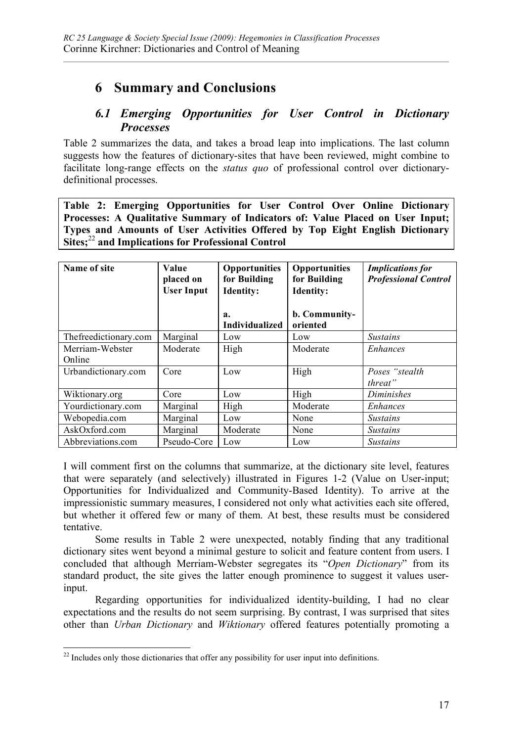# 6 Summary and Conclusions

## *6.1 Emerging Opportunities for User Control in Dictionary Processes*

Table 2 summarizes the data, and takes a broad leap into implications. The last column suggests how the features of dictionary-sites that have been reviewed, might combine to facilitate long-range effects on the *status quo* of professional control over dictionary-definitional processes.

**Table 2: Emerging Opportunities for User Control Over Online Dictionary Processes: A Qualitative Summary of Indicators of: Value Placed on User Input; Types and Amounts of User Activities Offered by Top Eight English Dictionary Sites;[22] and Implications for Professional Control**

| Name of site | Value placed on User Input | Opportunities for Building Identity: | Opportunities for Building Identity: | *Implications for Professional Control* |
|---|---|---|---|---|
| | | a. Individualized | b. Community-oriented | |
| Thefreedictionary.com | Marginal | Low | Low | *Sustains* |
| Merriam-Webster Online | Moderate | High | Moderate | *Enhances* |
| Urbandictionary.com | Core | Low | High | *Poses "stealth threat"* |
| Wiktionary.org | Core | Low | High | *Diminishes* |
| Yourdictionary.com | Marginal | High | Moderate | *Enhances* |
| Webopedia.com | Marginal | Low | None | *Sustains* |
| AskOxford.com | Marginal | Moderate | None | *Sustains* |
| Abbreviations.com | Pseudo-Core | Low | Low | *Sustains* |

I will comment first on the columns that summarize, at the dictionary site level, features that were separately (and selectively) illustrated in Figures 1-2 (Value on User-input; Opportunities for Individualized and Community-Based Identity). To arrive at the impressionistic summary measures, I considered not only what activities each site offered, but whether it offered few or many of them. At best, these results must be considered tentative.

Some results in Table 2 were unexpected, notably finding that any traditional dictionary sites went beyond a minimal gesture to solicit and feature content from users. I concluded that although Merriam-Webster segregates its "*Open Dictionary*" from its standard product, the site gives the latter enough prominence to suggest it values user-input.

Regarding opportunities for individualized identity-building, I had no clear expectations and the results do not seem surprising. By contrast, I was surprised that sites other than *Urban Dictionary* and *Wiktionary* offered features potentially promoting a

[22] Includes only those dictionaries that offer any possibility for user input into definitions.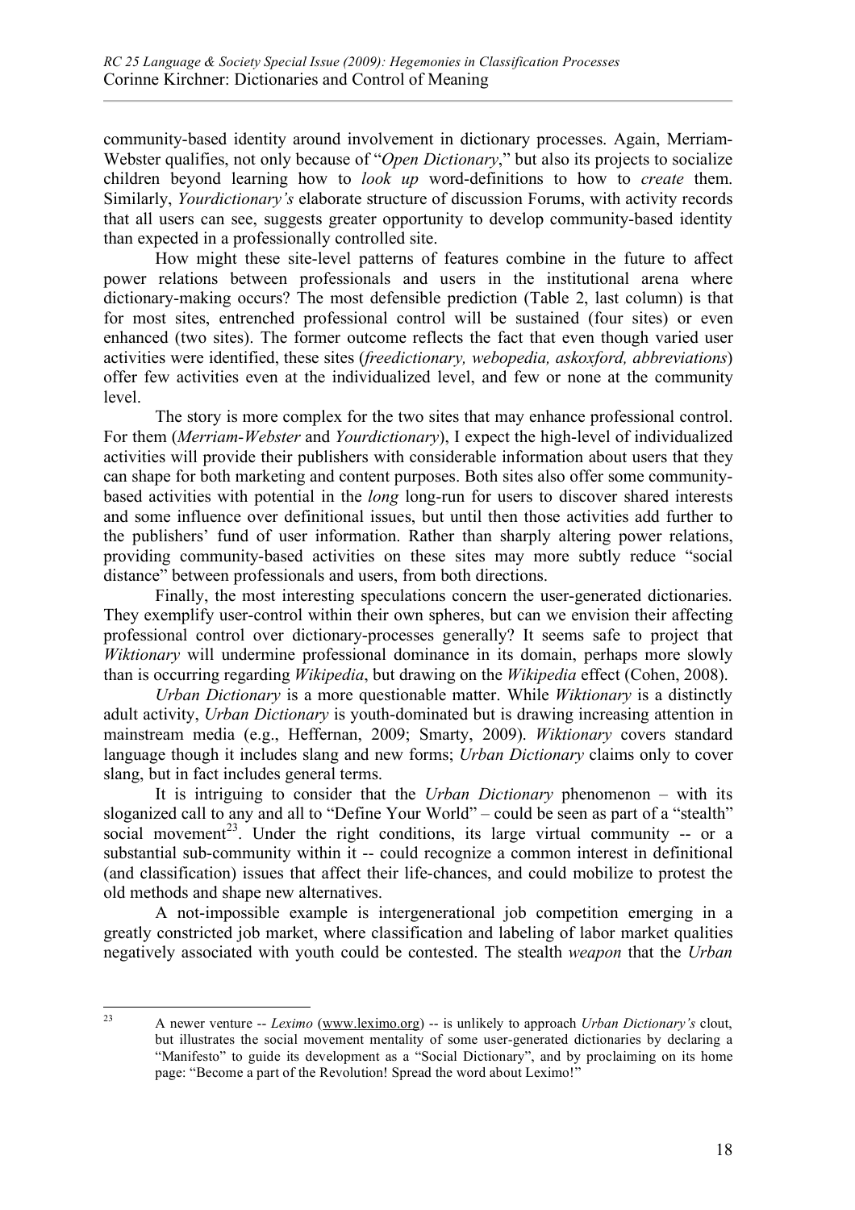community-based identity around involvement in dictionary processes. Again, Merriam-Webster qualifies, not only because of "*Open Dictionary*," but also its projects to socialize children beyond learning how to *look up* word-definitions to how to *create* them. Similarly, *Yourdictionary's* elaborate structure of discussion Forums, with activity records that all users can see, suggests greater opportunity to develop community-based identity than expected in a professionally controlled site.

How might these site-level patterns of features combine in the future to affect power relations between professionals and users in the institutional arena where dictionary-making occurs? The most defensible prediction (Table 2, last column) is that for most sites, entrenched professional control will be sustained (four sites) or even enhanced (two sites). The former outcome reflects the fact that even though varied user activities were identified, these sites (*freedictionary, webopedia, askoxford, abbreviations*) offer few activities even at the individualized level, and few or none at the community level.

The story is more complex for the two sites that may enhance professional control. For them (*Merriam-Webster* and *Yourdictionary*), I expect the high-level of individualized activities will provide their publishers with considerable information about users that they can shape for both marketing and content purposes. Both sites also offer some community-based activities with potential in the *long* long-run for users to discover shared interests and some influence over definitional issues, but until then those activities add further to the publishers' fund of user information. Rather than sharply altering power relations, providing community-based activities on these sites may more subtly reduce "social distance" between professionals and users, from both directions.

Finally, the most interesting speculations concern the user-generated dictionaries. They exemplify user-control within their own spheres, but can we envision their affecting professional control over dictionary-processes generally? It seems safe to project that *Wiktionary* will undermine professional dominance in its domain, perhaps more slowly than is occurring regarding *Wikipedia*, but drawing on the *Wikipedia* effect (Cohen, 2008).

*Urban Dictionary* is a more questionable matter. While *Wiktionary* is a distinctly adult activity, *Urban Dictionary* is youth-dominated but is drawing increasing attention in mainstream media (e.g., Heffernan, 2009; Smarty, 2009). *Wiktionary* covers standard language though it includes slang and new forms; *Urban Dictionary* claims only to cover slang, but in fact includes general terms.

It is intriguing to consider that the *Urban Dictionary* phenomenon – with its sloganized call to any and all to "Define Your World" – could be seen as part of a "stealth" social movement[23]. Under the right conditions, its large virtual community -- or a substantial sub-community within it -- could recognize a common interest in definitional (and classification) issues that affect their life-chances, and could mobilize to protest the old methods and shape new alternatives.

A not-impossible example is intergenerational job competition emerging in a greatly constricted job market, where classification and labeling of labor market qualities negatively associated with youth could be contested. The stealth *weapon* that the *Urban*

---

[23] A newer venture -- *Leximo* (www.leximo.org) -- is unlikely to approach *Urban Dictionary's* clout, but illustrates the social movement mentality of some user-generated dictionaries by declaring a "Manifesto" to guide its development as a "Social Dictionary", and by proclaiming on its home page: "Become a part of the Revolution! Spread the word about Leximo!"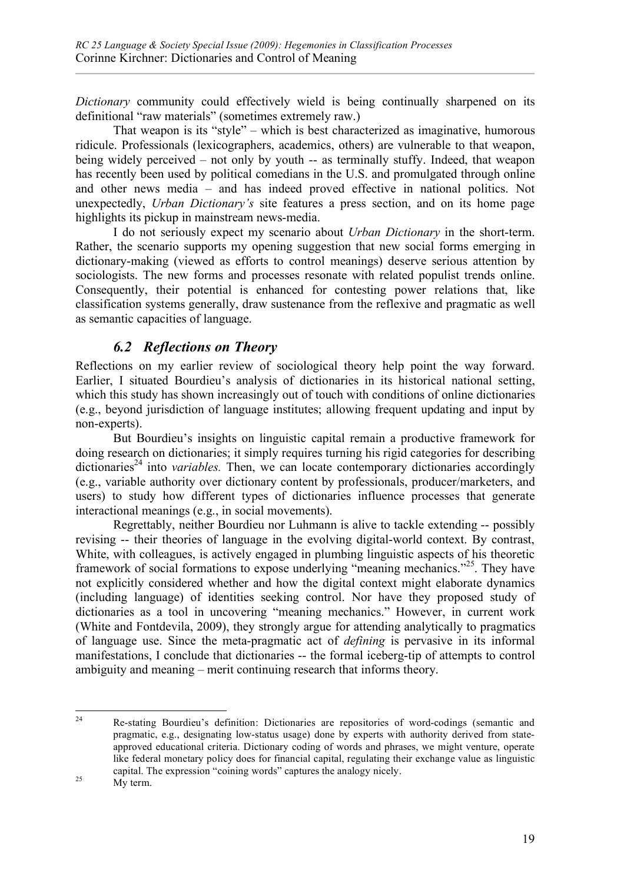*Dictionary* community could effectively wield is being continually sharpened on its definitional "raw materials" (sometimes extremely raw.)

That weapon is its "style" – which is best characterized as imaginative, humorous ridicule. Professionals (lexicographers, academics, others) are vulnerable to that weapon, being widely perceived – not only by youth -- as terminally stuffy. Indeed, that weapon has recently been used by political comedians in the U.S. and promulgated through online and other news media – and has indeed proved effective in national politics. Not unexpectedly, *Urban Dictionary's* site features a press section, and on its home page highlights its pickup in mainstream news-media.

I do not seriously expect my scenario about *Urban Dictionary* in the short-term. Rather, the scenario supports my opening suggestion that new social forms emerging in dictionary-making (viewed as efforts to control meanings) deserve serious attention by sociologists. The new forms and processes resonate with related populist trends online. Consequently, their potential is enhanced for contesting power relations that, like classification systems generally, draw sustenance from the reflexive and pragmatic as well as semantic capacities of language.

## *6.2 Reflections on Theory*

Reflections on my earlier review of sociological theory help point the way forward. Earlier, I situated Bourdieu's analysis of dictionaries in its historical national setting, which this study has shown increasingly out of touch with conditions of online dictionaries (e.g., beyond jurisdiction of language institutes; allowing frequent updating and input by non-experts).

But Bourdieu's insights on linguistic capital remain a productive framework for doing research on dictionaries; it simply requires turning his rigid categories for describing dictionaries[24] into *variables.* Then, we can locate contemporary dictionaries accordingly (e.g., variable authority over dictionary content by professionals, producer/marketers, and users) to study how different types of dictionaries influence processes that generate interactional meanings (e.g., in social movements).

Regrettably, neither Bourdieu nor Luhmann is alive to tackle extending -- possibly revising -- their theories of language in the evolving digital-world context. By contrast, White, with colleagues, is actively engaged in plumbing linguistic aspects of his theoretic framework of social formations to expose underlying "meaning mechanics."[25]. They have not explicitly considered whether and how the digital context might elaborate dynamics (including language) of identities seeking control. Nor have they proposed study of dictionaries as a tool in uncovering "meaning mechanics." However, in current work (White and Fontdevila, 2009), they strongly argue for attending analytically to pragmatics of language use. Since the meta-pragmatic act of *defining* is pervasive in its informal manifestations, I conclude that dictionaries -- the formal iceberg-tip of attempts to control ambiguity and meaning – merit continuing research that informs theory.

---

[24] Re-stating Bourdieu's definition: Dictionaries are repositories of word-codings (semantic and pragmatic, e.g., designating low-status usage) done by experts with authority derived from state-approved educational criteria. Dictionary coding of words and phrases, we might venture, operate like federal monetary policy does for financial capital, regulating their exchange value as linguistic capital. The expression "coining words" captures the analogy nicely.

[25] My term.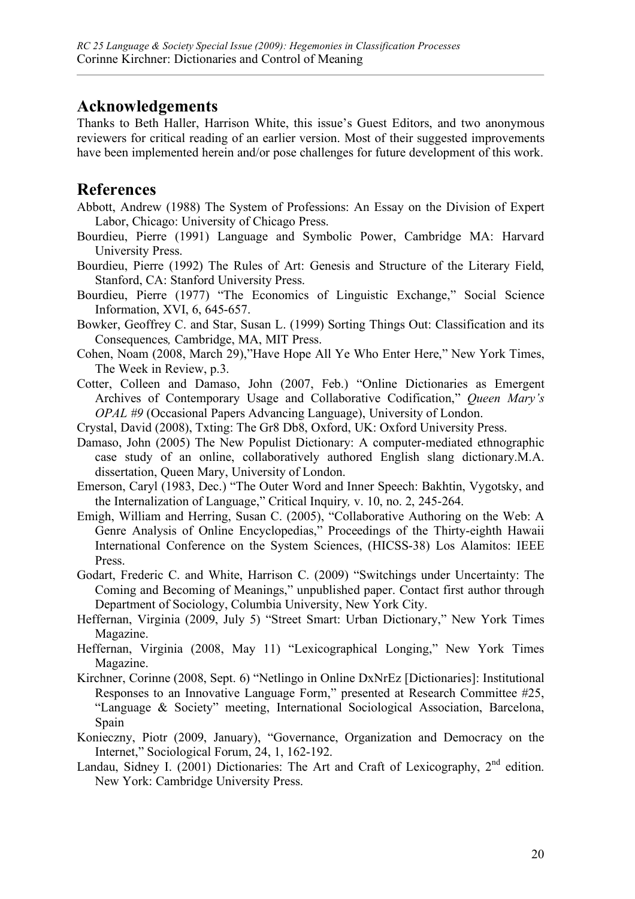## Acknowledgements

Thanks to Beth Haller, Harrison White, this issue's Guest Editors, and two anonymous reviewers for critical reading of an earlier version. Most of their suggested improvements have been implemented herein and/or pose challenges for future development of this work.

## References

Abbott, Andrew (1988) The System of Professions: An Essay on the Division of Expert Labor, Chicago: University of Chicago Press.

Bourdieu, Pierre (1991) Language and Symbolic Power, Cambridge MA: Harvard University Press.

Bourdieu, Pierre (1992) The Rules of Art: Genesis and Structure of the Literary Field, Stanford, CA: Stanford University Press.

Bourdieu, Pierre (1977) "The Economics of Linguistic Exchange," Social Science Information, XVI, 6, 645-657.

Bowker, Geoffrey C. and Star, Susan L. (1999) Sorting Things Out: Classification and its Consequences*,* Cambridge, MA, MIT Press.

Cohen, Noam (2008, March 29),"Have Hope All Ye Who Enter Here," New York Times, The Week in Review, p.3.

Cotter, Colleen and Damaso, John (2007, Feb.) "Online Dictionaries as Emergent Archives of Contemporary Usage and Collaborative Codification," *Queen Mary's OPAL #9* (Occasional Papers Advancing Language), University of London.

Crystal, David (2008), Txting: The Gr8 Db8, Oxford, UK: Oxford University Press.

Damaso, John (2005) The New Populist Dictionary: A computer-mediated ethnographic case study of an online, collaboratively authored English slang dictionary.M.A. dissertation, Queen Mary, University of London.

Emerson, Caryl (1983, Dec.) "The Outer Word and Inner Speech: Bakhtin, Vygotsky, and the Internalization of Language," Critical Inquiry*,* v. 10, no. 2, 245-264.

Emigh, William and Herring, Susan C. (2005), "Collaborative Authoring on the Web: A Genre Analysis of Online Encyclopedias," Proceedings of the Thirty-eighth Hawaii International Conference on the System Sciences, (HICSS-38) Los Alamitos: IEEE Press.

Godart, Frederic C. and White, Harrison C. (2009) "Switchings under Uncertainty: The Coming and Becoming of Meanings," unpublished paper. Contact first author through Department of Sociology, Columbia University, New York City.

Heffernan, Virginia (2009, July 5) "Street Smart: Urban Dictionary," New York Times Magazine.

Heffernan, Virginia (2008, May 11) "Lexicographical Longing," New York Times Magazine.

Kirchner, Corinne (2008, Sept. 6) "Netlingo in Online DxNrEz [Dictionaries]: Institutional Responses to an Innovative Language Form," presented at Research Committee #25, "Language & Society" meeting, International Sociological Association, Barcelona, Spain

Konieczny, Piotr (2009, January), "Governance, Organization and Democracy on the Internet," Sociological Forum, 24, 1, 162-192.

Landau, Sidney I. (2001) Dictionaries: The Art and Craft of Lexicography, 2nd edition. New York: Cambridge University Press.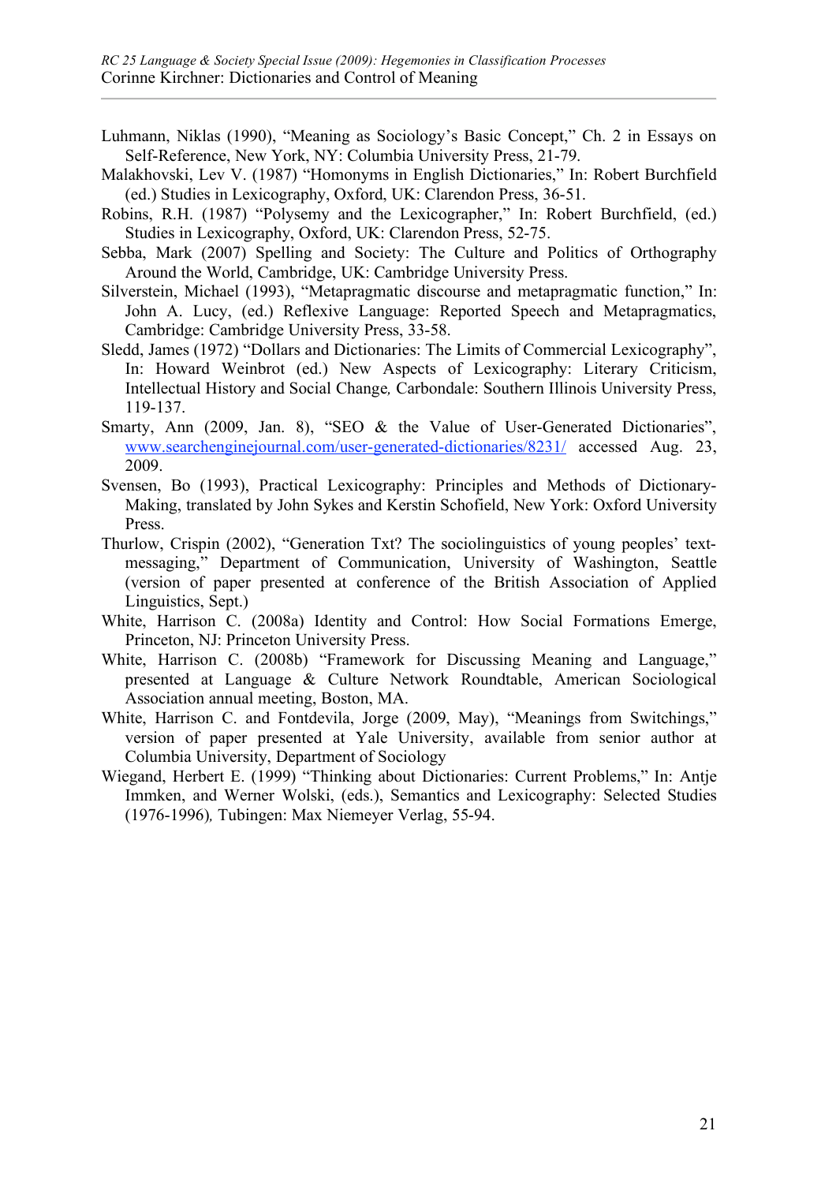Luhmann, Niklas (1990), “Meaning as Sociology’s Basic Concept,” Ch. 2 in Essays on Self-Reference, New York, NY: Columbia University Press, 21-79.

Malakhovski, Lev V. (1987) “Homonyms in English Dictionaries,” In: Robert Burchfield (ed.) Studies in Lexicography, Oxford, UK: Clarendon Press, 36-51.

Robins, R.H. (1987) “Polysemy and the Lexicographer,” In: Robert Burchfield, (ed.) Studies in Lexicography, Oxford, UK: Clarendon Press, 52-75.

Sebba, Mark (2007) Spelling and Society: The Culture and Politics of Orthography Around the World, Cambridge, UK: Cambridge University Press.

Silverstein, Michael (1993), “Metapragmatic discourse and metapragmatic function,” In: John A. Lucy, (ed.) Reflexive Language: Reported Speech and Metapragmatics, Cambridge: Cambridge University Press, 33-58.

Sledd, James (1972) “Dollars and Dictionaries: The Limits of Commercial Lexicography”, In: Howard Weinbrot (ed.) New Aspects of Lexicography: Literary Criticism, Intellectual History and Social Change*,* Carbondale: Southern Illinois University Press, 119-137.

Smarty, Ann (2009, Jan. 8), “SEO & the Value of User-Generated Dictionaries”, www.searchenginejournal.com/user-generated-dictionaries/8231/ accessed Aug. 23, 2009.

Svensen, Bo (1993), Practical Lexicography: Principles and Methods of Dictionary-Making, translated by John Sykes and Kerstin Schofield, New York: Oxford University Press.

Thurlow, Crispin (2002), “Generation Txt? The sociolinguistics of young peoples’ text-messaging,” Department of Communication, University of Washington, Seattle (version of paper presented at conference of the British Association of Applied Linguistics, Sept.)

White, Harrison C. (2008a) Identity and Control: How Social Formations Emerge, Princeton, NJ: Princeton University Press.

White, Harrison C. (2008b) “Framework for Discussing Meaning and Language,” presented at Language & Culture Network Roundtable, American Sociological Association annual meeting, Boston, MA.

White, Harrison C. and Fontdevila, Jorge (2009, May), “Meanings from Switchings,” version of paper presented at Yale University, available from senior author at Columbia University, Department of Sociology

Wiegand, Herbert E. (1999) “Thinking about Dictionaries: Current Problems,” In: Antje Immken, and Werner Wolski, (eds.), Semantics and Lexicography: Selected Studies (1976-1996)*,* Tubingen: Max Niemeyer Verlag, 55-94.